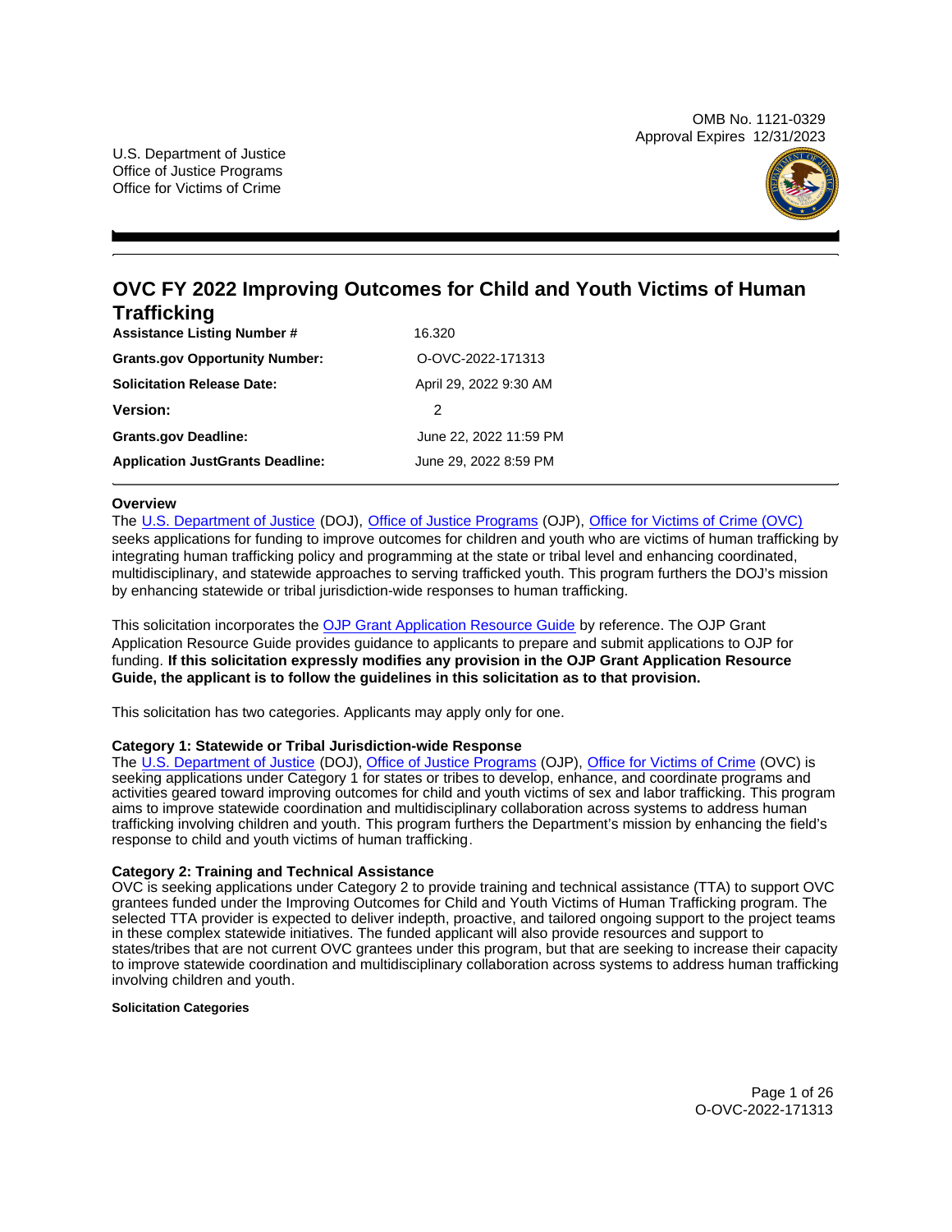OMB No. 1121-0329
Approval Expires 12/31/2023

U.S. Department of Justice
Office of Justice Programs
Office for Victims of Crime

# OVC FY 2022 Improving Outcomes for Child and Youth Victims of Human Trafficking

| | |
|---|---|
| **Assistance Listing Number #** | 16.320 |
| **Grants.gov Opportunity Number:** | O-OVC-2022-171313 |
| **Solicitation Release Date:** | April 29, 2022 9:30 AM |
| **Version:** | 2 |
| **Grants.gov Deadline:** | June 22, 2022 11:59 PM |
| **Application JustGrants Deadline:** | June 29, 2022 8:59 PM |

## Overview

The U.S. Department of Justice (DOJ), Office of Justice Programs (OJP), Office for Victims of Crime (OVC) seeks applications for funding to improve outcomes for children and youth who are victims of human trafficking by integrating human trafficking policy and programming at the state or tribal level and enhancing coordinated, multidisciplinary, and statewide approaches to serving trafficked youth. This program furthers the DOJ's mission by enhancing statewide or tribal jurisdiction-wide responses to human trafficking.

This solicitation incorporates the OJP Grant Application Resource Guide by reference. The OJP Grant Application Resource Guide provides guidance to applicants to prepare and submit applications to OJP for funding. **If this solicitation expressly modifies any provision in the OJP Grant Application Resource Guide, the applicant is to follow the guidelines in this solicitation as to that provision.**

This solicitation has two categories. Applicants may apply only for one.

**Category 1: Statewide or Tribal Jurisdiction-wide Response**

The U.S. Department of Justice (DOJ), Office of Justice Programs (OJP), Office for Victims of Crime (OVC) is seeking applications under Category 1 for states or tribes to develop, enhance, and coordinate programs and activities geared toward improving outcomes for child and youth victims of sex and labor trafficking. This program aims to improve statewide coordination and multidisciplinary collaboration across systems to address human trafficking involving children and youth. This program furthers the Department's mission by enhancing the field's response to child and youth victims of human trafficking.

**Category 2: Training and Technical Assistance**

OVC is seeking applications under Category 2 to provide training and technical assistance (TTA) to support OVC grantees funded under the Improving Outcomes for Child and Youth Victims of Human Trafficking program. The selected TTA provider is expected to deliver indepth, proactive, and tailored ongoing support to the project teams in these complex statewide initiatives. The funded applicant will also provide resources and support to states/tribes that are not current OVC grantees under this program, but that are seeking to increase their capacity to improve statewide coordination and multidisciplinary collaboration across systems to address human trafficking involving children and youth.

**Solicitation Categories**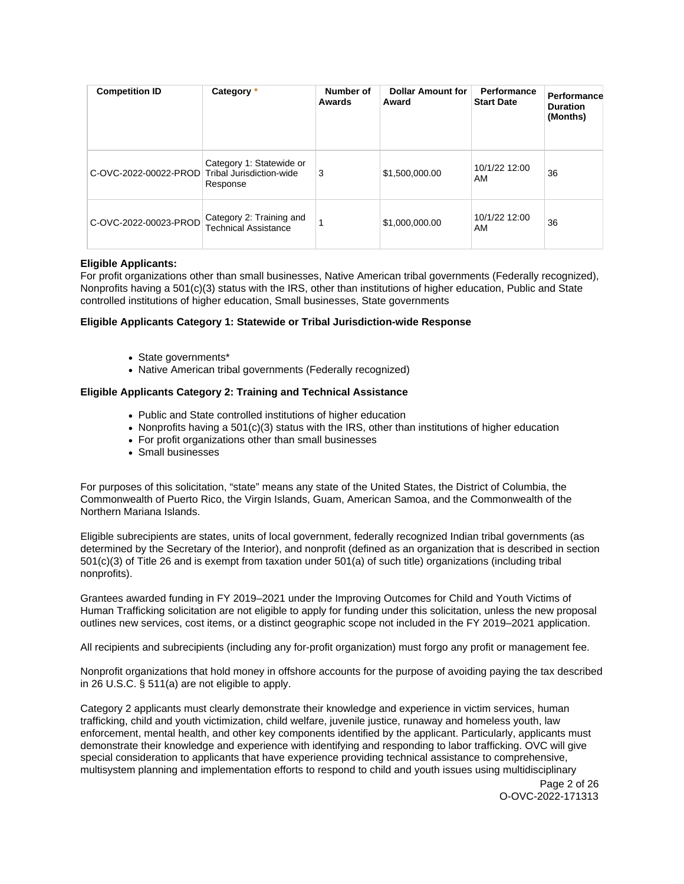| Competition ID | Category * | Number of Awards | Dollar Amount for Award | Performance Start Date | Performance Duration (Months) |
|---|---|---|---|---|---|
| C-OVC-2022-00022-PROD | Category 1: Statewide or Tribal Jurisdiction-wide Response | 3 | $1,500,000.00 | 10/1/22 12:00 AM | 36 |
| C-OVC-2022-00023-PROD | Category 2: Training and Technical Assistance | 1 | $1,000,000.00 | 10/1/22 12:00 AM | 36 |

**Eligible Applicants:**
For profit organizations other than small businesses, Native American tribal governments (Federally recognized), Nonprofits having a 501(c)(3) status with the IRS, other than institutions of higher education, Public and State controlled institutions of higher education, Small businesses, State governments

**Eligible Applicants Category 1: Statewide or Tribal Jurisdiction-wide Response**

- State governments*
- Native American tribal governments (Federally recognized)

**Eligible Applicants Category 2: Training and Technical Assistance**

- Public and State controlled institutions of higher education
- Nonprofits having a 501(c)(3) status with the IRS, other than institutions of higher education
- For profit organizations other than small businesses
- Small businesses

For purposes of this solicitation, "state" means any state of the United States, the District of Columbia, the Commonwealth of Puerto Rico, the Virgin Islands, Guam, American Samoa, and the Commonwealth of the Northern Mariana Islands.

Eligible subrecipients are states, units of local government, federally recognized Indian tribal governments (as determined by the Secretary of the Interior), and nonprofit (defined as an organization that is described in section 501(c)(3) of Title 26 and is exempt from taxation under 501(a) of such title) organizations (including tribal nonprofits).

Grantees awarded funding in FY 2019–2021 under the Improving Outcomes for Child and Youth Victims of Human Trafficking solicitation are not eligible to apply for funding under this solicitation, unless the new proposal outlines new services, cost items, or a distinct geographic scope not included in the FY 2019–2021 application.

All recipients and subrecipients (including any for-profit organization) must forgo any profit or management fee.

Nonprofit organizations that hold money in offshore accounts for the purpose of avoiding paying the tax described in 26 U.S.C. § 511(a) are not eligible to apply.

Category 2 applicants must clearly demonstrate their knowledge and experience in victim services, human trafficking, child and youth victimization, child welfare, juvenile justice, runaway and homeless youth, law enforcement, mental health, and other key components identified by the applicant. Particularly, applicants must demonstrate their knowledge and experience with identifying and responding to labor trafficking. OVC will give special consideration to applicants that have experience providing technical assistance to comprehensive, multisystem planning and implementation efforts to respond to child and youth issues using multidisciplinary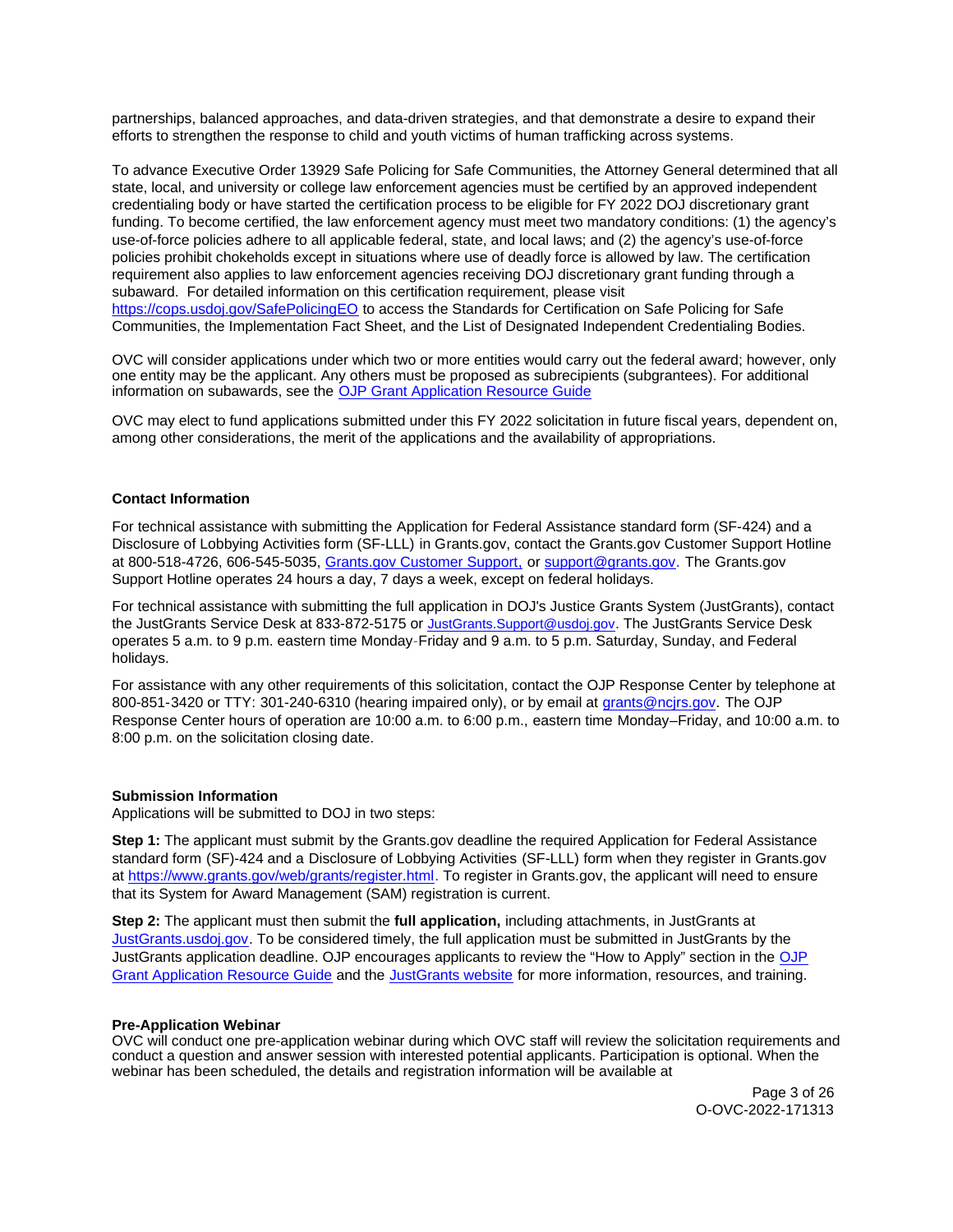partnerships, balanced approaches, and data-driven strategies, and that demonstrate a desire to expand their efforts to strengthen the response to child and youth victims of human trafficking across systems.

To advance Executive Order 13929 Safe Policing for Safe Communities, the Attorney General determined that all state, local, and university or college law enforcement agencies must be certified by an approved independent credentialing body or have started the certification process to be eligible for FY 2022 DOJ discretionary grant funding. To become certified, the law enforcement agency must meet two mandatory conditions: (1) the agency's use-of-force policies adhere to all applicable federal, state, and local laws; and (2) the agency's use-of-force policies prohibit chokeholds except in situations where use of deadly force is allowed by law. The certification requirement also applies to law enforcement agencies receiving DOJ discretionary grant funding through a subaward. For detailed information on this certification requirement, please visit https://cops.usdoj.gov/SafePolicingEO to access the Standards for Certification on Safe Policing for Safe Communities, the Implementation Fact Sheet, and the List of Designated Independent Credentialing Bodies.

OVC will consider applications under which two or more entities would carry out the federal award; however, only one entity may be the applicant. Any others must be proposed as subrecipients (subgrantees). For additional information on subawards, see the OJP Grant Application Resource Guide

OVC may elect to fund applications submitted under this FY 2022 solicitation in future fiscal years, dependent on, among other considerations, the merit of the applications and the availability of appropriations.

**Contact Information**

For technical assistance with submitting the Application for Federal Assistance standard form (SF-424) and a Disclosure of Lobbying Activities form (SF-LLL) in Grants.gov, contact the Grants.gov Customer Support Hotline at 800-518-4726, 606-545-5035, Grants.gov Customer Support, or support@grants.gov. The Grants.gov Support Hotline operates 24 hours a day, 7 days a week, except on federal holidays.

For technical assistance with submitting the full application in DOJ's Justice Grants System (JustGrants), contact the JustGrants Service Desk at 833-872-5175 or JustGrants.Support@usdoj.gov. The JustGrants Service Desk operates 5 a.m. to 9 p.m. eastern time Monday-Friday and 9 a.m. to 5 p.m. Saturday, Sunday, and Federal holidays.

For assistance with any other requirements of this solicitation, contact the OJP Response Center by telephone at 800-851-3420 or TTY: 301-240-6310 (hearing impaired only), or by email at grants@ncjrs.gov. The OJP Response Center hours of operation are 10:00 a.m. to 6:00 p.m., eastern time Monday–Friday, and 10:00 a.m. to 8:00 p.m. on the solicitation closing date.

**Submission Information**

Applications will be submitted to DOJ in two steps:

**Step 1:** The applicant must submit by the Grants.gov deadline the required Application for Federal Assistance standard form (SF)-424 and a Disclosure of Lobbying Activities (SF-LLL) form when they register in Grants.gov at https://www.grants.gov/web/grants/register.html. To register in Grants.gov, the applicant will need to ensure that its System for Award Management (SAM) registration is current.

**Step 2:** The applicant must then submit the **full application,** including attachments, in JustGrants at JustGrants.usdoj.gov. To be considered timely, the full application must be submitted in JustGrants by the JustGrants application deadline. OJP encourages applicants to review the "How to Apply" section in the OJP Grant Application Resource Guide and the JustGrants website for more information, resources, and training.

**Pre-Application Webinar**

OVC will conduct one pre-application webinar during which OVC staff will review the solicitation requirements and conduct a question and answer session with interested potential applicants. Participation is optional. When the webinar has been scheduled, the details and registration information will be available at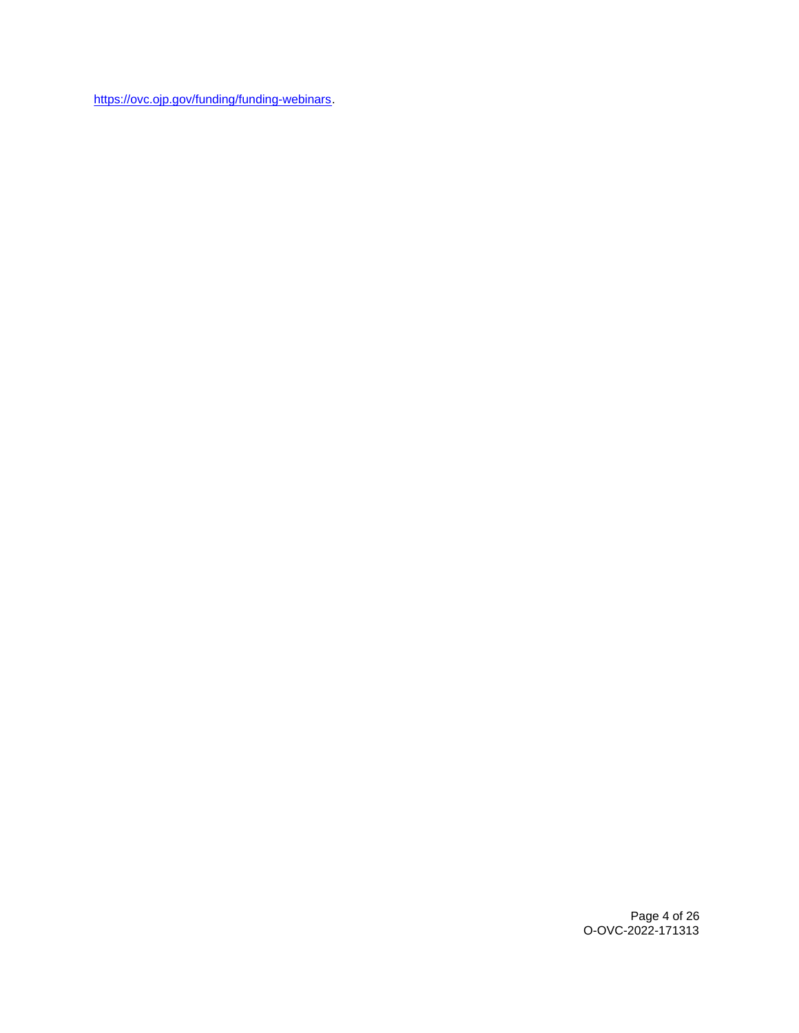https://ovc.ojp.gov/funding/funding-webinars.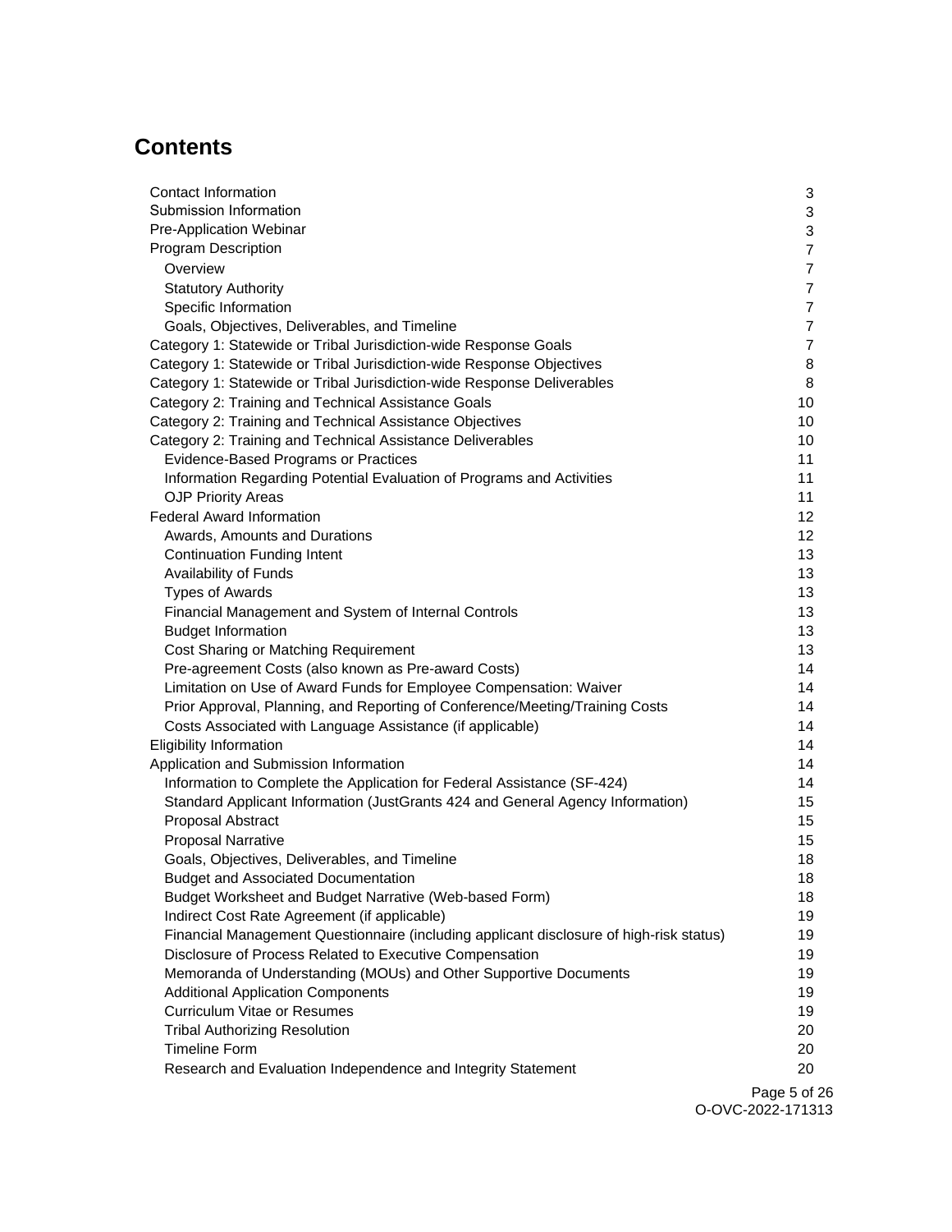## Contents

- Contact Information 3
- Submission Information 3
- Pre-Application Webinar 3
- Program Description 7
  - Overview 7
  - Statutory Authority 7
  - Specific Information 7
  - Goals, Objectives, Deliverables, and Timeline 7
- Category 1: Statewide or Tribal Jurisdiction-wide Response Goals 7
- Category 1: Statewide or Tribal Jurisdiction-wide Response Objectives 8
- Category 1: Statewide or Tribal Jurisdiction-wide Response Deliverables 8
- Category 2: Training and Technical Assistance Goals 10
- Category 2: Training and Technical Assistance Objectives 10
- Category 2: Training and Technical Assistance Deliverables 10
  - Evidence-Based Programs or Practices 11
  - Information Regarding Potential Evaluation of Programs and Activities 11
  - OJP Priority Areas 11
- Federal Award Information 12
  - Awards, Amounts and Durations 12
  - Continuation Funding Intent 13
  - Availability of Funds 13
  - Types of Awards 13
  - Financial Management and System of Internal Controls 13
  - Budget Information 13
  - Cost Sharing or Matching Requirement 13
  - Pre-agreement Costs (also known as Pre-award Costs) 14
  - Limitation on Use of Award Funds for Employee Compensation: Waiver 14
  - Prior Approval, Planning, and Reporting of Conference/Meeting/Training Costs 14
  - Costs Associated with Language Assistance (if applicable) 14
- Eligibility Information 14
- Application and Submission Information 14
  - Information to Complete the Application for Federal Assistance (SF-424) 14
  - Standard Applicant Information (JustGrants 424 and General Agency Information) 15
  - Proposal Abstract 15
  - Proposal Narrative 15
  - Goals, Objectives, Deliverables, and Timeline 18
  - Budget and Associated Documentation 18
  - Budget Worksheet and Budget Narrative (Web-based Form) 18
  - Indirect Cost Rate Agreement (if applicable) 19
  - Financial Management Questionnaire (including applicant disclosure of high-risk status) 19
  - Disclosure of Process Related to Executive Compensation 19
  - Memoranda of Understanding (MOUs) and Other Supportive Documents 19
  - Additional Application Components 19
  - Curriculum Vitae or Resumes 19
  - Tribal Authorizing Resolution 20
  - Timeline Form 20
  - Research and Evaluation Independence and Integrity Statement 20

O-OVC-2022-171313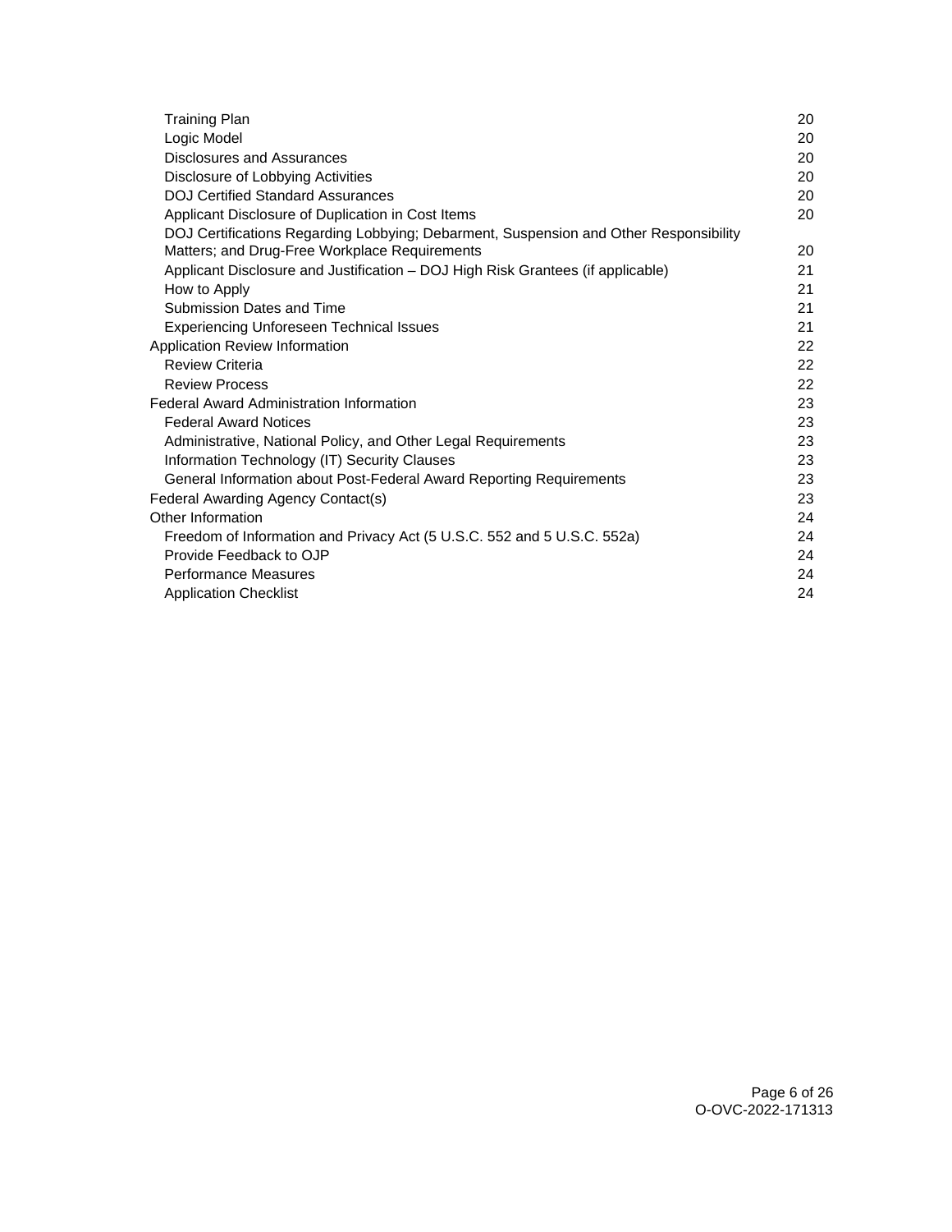| | |
|---|---|
| Training Plan | 20 |
| Logic Model | 20 |
| Disclosures and Assurances | 20 |
| Disclosure of Lobbying Activities | 20 |
| DOJ Certified Standard Assurances | 20 |
| Applicant Disclosure of Duplication in Cost Items | 20 |
| DOJ Certifications Regarding Lobbying; Debarment, Suspension and Other Responsibility Matters; and Drug-Free Workplace Requirements | 20 |
| Applicant Disclosure and Justification – DOJ High Risk Grantees (if applicable) | 21 |
| How to Apply | 21 |
| Submission Dates and Time | 21 |
| Experiencing Unforeseen Technical Issues | 21 |
| Application Review Information | 22 |
| Review Criteria | 22 |
| Review Process | 22 |
| Federal Award Administration Information | 23 |
| Federal Award Notices | 23 |
| Administrative, National Policy, and Other Legal Requirements | 23 |
| Information Technology (IT) Security Clauses | 23 |
| General Information about Post-Federal Award Reporting Requirements | 23 |
| Federal Awarding Agency Contact(s) | 23 |
| Other Information | 24 |
| Freedom of Information and Privacy Act (5 U.S.C. 552 and 5 U.S.C. 552a) | 24 |
| Provide Feedback to OJP | 24 |
| Performance Measures | 24 |
| Application Checklist | 24 |

O-OVC-2022-171313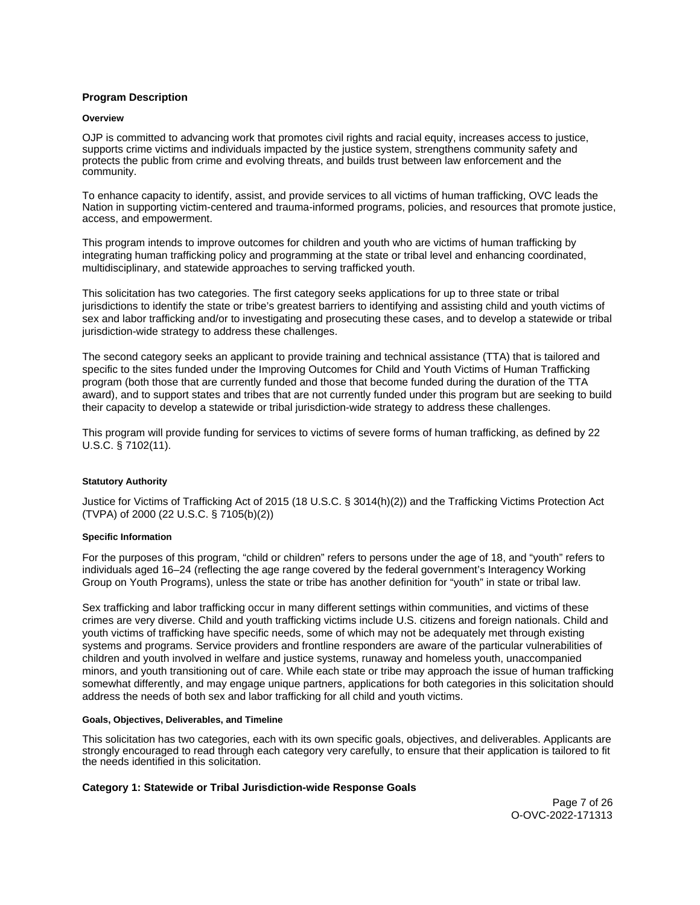## Program Description

### Overview

OJP is committed to advancing work that promotes civil rights and racial equity, increases access to justice, supports crime victims and individuals impacted by the justice system, strengthens community safety and protects the public from crime and evolving threats, and builds trust between law enforcement and the community.

To enhance capacity to identify, assist, and provide services to all victims of human trafficking, OVC leads the Nation in supporting victim-centered and trauma-informed programs, policies, and resources that promote justice, access, and empowerment.

This program intends to improve outcomes for children and youth who are victims of human trafficking by integrating human trafficking policy and programming at the state or tribal level and enhancing coordinated, multidisciplinary, and statewide approaches to serving trafficked youth.

This solicitation has two categories. The first category seeks applications for up to three state or tribal jurisdictions to identify the state or tribe's greatest barriers to identifying and assisting child and youth victims of sex and labor trafficking and/or to investigating and prosecuting these cases, and to develop a statewide or tribal jurisdiction-wide strategy to address these challenges.

The second category seeks an applicant to provide training and technical assistance (TTA) that is tailored and specific to the sites funded under the Improving Outcomes for Child and Youth Victims of Human Trafficking program (both those that are currently funded and those that become funded during the duration of the TTA award), and to support states and tribes that are not currently funded under this program but are seeking to build their capacity to develop a statewide or tribal jurisdiction-wide strategy to address these challenges.

This program will provide funding for services to victims of severe forms of human trafficking, as defined by 22 U.S.C. § 7102(11).

### Statutory Authority

Justice for Victims of Trafficking Act of 2015 (18 U.S.C. § 3014(h)(2)) and the Trafficking Victims Protection Act (TVPA) of 2000 (22 U.S.C. § 7105(b)(2))

### Specific Information

For the purposes of this program, "child or children" refers to persons under the age of 18, and "youth" refers to individuals aged 16–24 (reflecting the age range covered by the federal government's Interagency Working Group on Youth Programs), unless the state or tribe has another definition for "youth" in state or tribal law.

Sex trafficking and labor trafficking occur in many different settings within communities, and victims of these crimes are very diverse. Child and youth trafficking victims include U.S. citizens and foreign nationals. Child and youth victims of trafficking have specific needs, some of which may not be adequately met through existing systems and programs. Service providers and frontline responders are aware of the particular vulnerabilities of children and youth involved in welfare and justice systems, runaway and homeless youth, unaccompanied minors, and youth transitioning out of care. While each state or tribe may approach the issue of human trafficking somewhat differently, and may engage unique partners, applications for both categories in this solicitation should address the needs of both sex and labor trafficking for all child and youth victims.

### Goals, Objectives, Deliverables, and Timeline

This solicitation has two categories, each with its own specific goals, objectives, and deliverables. Applicants are strongly encouraged to read through each category very carefully, to ensure that their application is tailored to fit the needs identified in this solicitation.

## Category 1: Statewide or Tribal Jurisdiction-wide Response Goals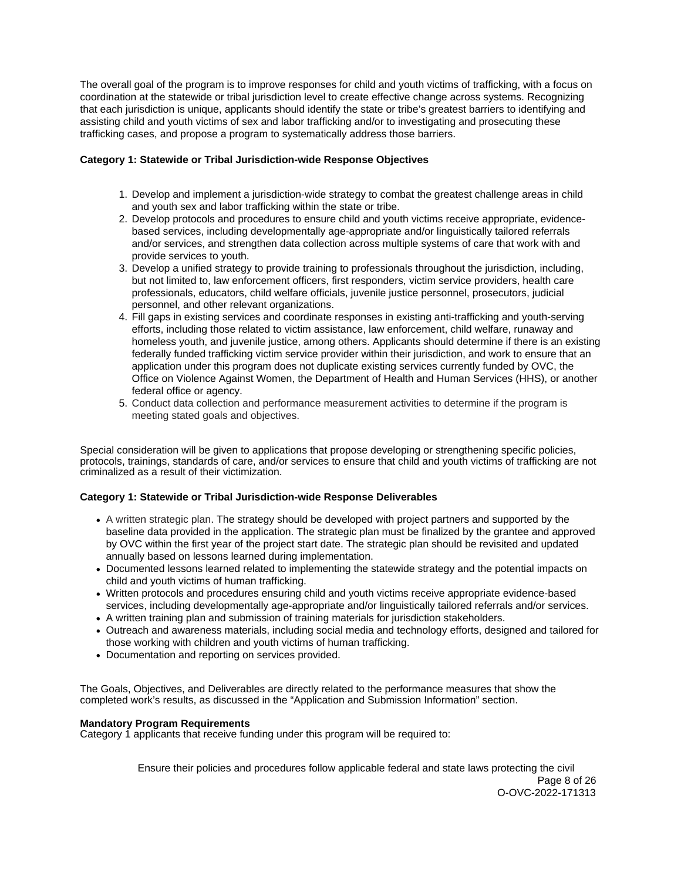The overall goal of the program is to improve responses for child and youth victims of trafficking, with a focus on coordination at the statewide or tribal jurisdiction level to create effective change across systems. Recognizing that each jurisdiction is unique, applicants should identify the state or tribe's greatest barriers to identifying and assisting child and youth victims of sex and labor trafficking and/or to investigating and prosecuting these trafficking cases, and propose a program to systematically address those barriers.

**Category 1: Statewide or Tribal Jurisdiction-wide Response Objectives**

1. Develop and implement a jurisdiction-wide strategy to combat the greatest challenge areas in child and youth sex and labor trafficking within the state or tribe.
2. Develop protocols and procedures to ensure child and youth victims receive appropriate, evidence-based services, including developmentally age-appropriate and/or linguistically tailored referrals and/or services, and strengthen data collection across multiple systems of care that work with and provide services to youth.
3. Develop a unified strategy to provide training to professionals throughout the jurisdiction, including, but not limited to, law enforcement officers, first responders, victim service providers, health care professionals, educators, child welfare officials, juvenile justice personnel, prosecutors, judicial personnel, and other relevant organizations.
4. Fill gaps in existing services and coordinate responses in existing anti-trafficking and youth-serving efforts, including those related to victim assistance, law enforcement, child welfare, runaway and homeless youth, and juvenile justice, among others. Applicants should determine if there is an existing federally funded trafficking victim service provider within their jurisdiction, and work to ensure that an application under this program does not duplicate existing services currently funded by OVC, the Office on Violence Against Women, the Department of Health and Human Services (HHS), or another federal office or agency.
5. Conduct data collection and performance measurement activities to determine if the program is meeting stated goals and objectives.

Special consideration will be given to applications that propose developing or strengthening specific policies, protocols, trainings, standards of care, and/or services to ensure that child and youth victims of trafficking are not criminalized as a result of their victimization.

**Category 1: Statewide or Tribal Jurisdiction-wide Response Deliverables**

- A written strategic plan. The strategy should be developed with project partners and supported by the baseline data provided in the application. The strategic plan must be finalized by the grantee and approved by OVC within the first year of the project start date. The strategic plan should be revisited and updated annually based on lessons learned during implementation.
- Documented lessons learned related to implementing the statewide strategy and the potential impacts on child and youth victims of human trafficking.
- Written protocols and procedures ensuring child and youth victims receive appropriate evidence-based services, including developmentally age-appropriate and/or linguistically tailored referrals and/or services.
- A written training plan and submission of training materials for jurisdiction stakeholders.
- Outreach and awareness materials, including social media and technology efforts, designed and tailored for those working with children and youth victims of human trafficking.
- Documentation and reporting on services provided.

The Goals, Objectives, and Deliverables are directly related to the performance measures that show the completed work's results, as discussed in the "Application and Submission Information" section.

**Mandatory Program Requirements**
Category 1 applicants that receive funding under this program will be required to:

Ensure their policies and procedures follow applicable federal and state laws protecting the civil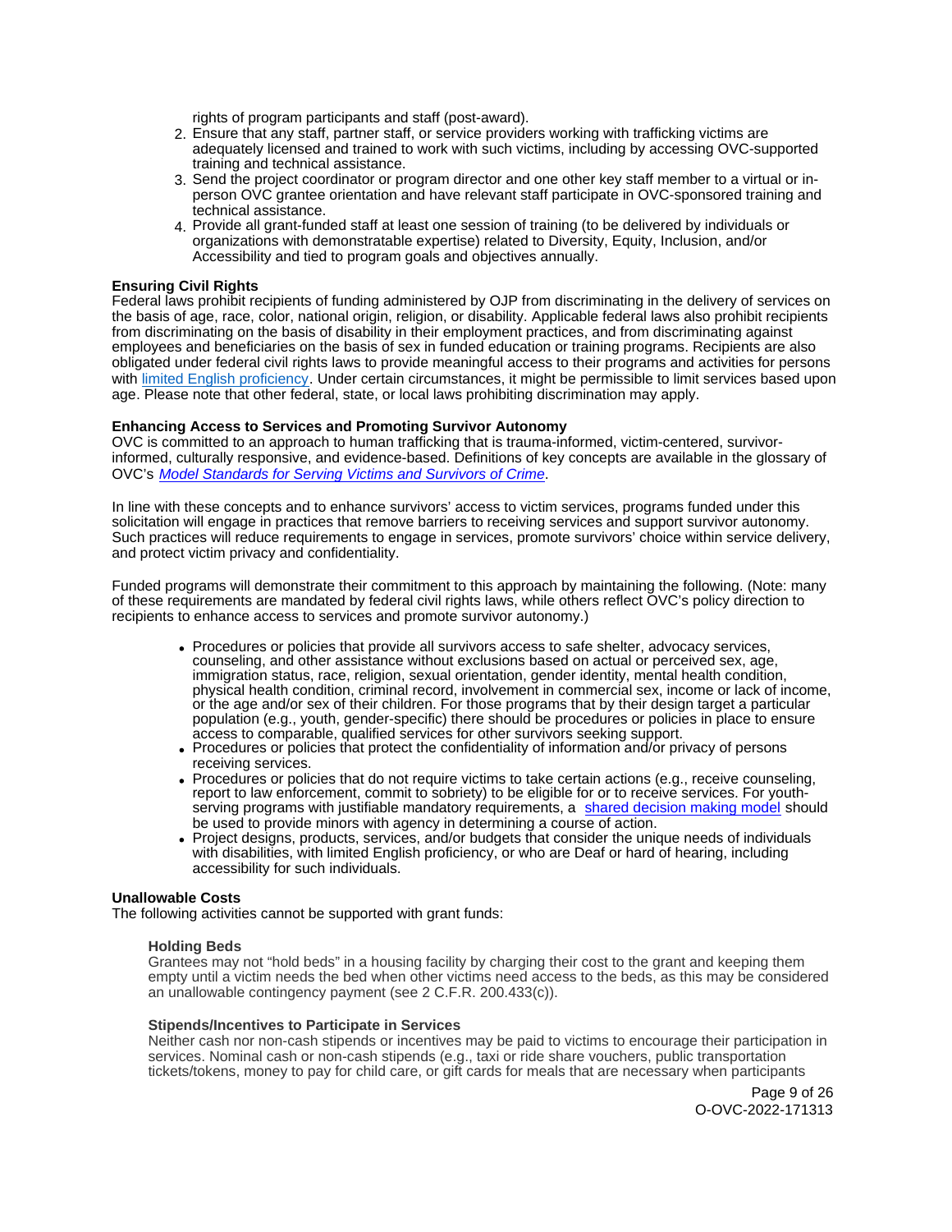rights of program participants and staff (post-award).

2. Ensure that any staff, partner staff, or service providers working with trafficking victims are adequately licensed and trained to work with such victims, including by accessing OVC-supported training and technical assistance.
3. Send the project coordinator or program director and one other key staff member to a virtual or in-person OVC grantee orientation and have relevant staff participate in OVC-sponsored training and technical assistance.
4. Provide all grant-funded staff at least one session of training (to be delivered by individuals or organizations with demonstratable expertise) related to Diversity, Equity, Inclusion, and/or Accessibility and tied to program goals and objectives annually.

**Ensuring Civil Rights**

Federal laws prohibit recipients of funding administered by OJP from discriminating in the delivery of services on the basis of age, race, color, national origin, religion, or disability. Applicable federal laws also prohibit recipients from discriminating on the basis of disability in their employment practices, and from discriminating against employees and beneficiaries on the basis of sex in funded education or training programs. Recipients are also obligated under federal civil rights laws to provide meaningful access to their programs and activities for persons with limited English proficiency. Under certain circumstances, it might be permissible to limit services based upon age. Please note that other federal, state, or local laws prohibiting discrimination may apply.

**Enhancing Access to Services and Promoting Survivor Autonomy**

OVC is committed to an approach to human trafficking that is trauma-informed, victim-centered, survivor-informed, culturally responsive, and evidence-based. Definitions of key concepts are available in the glossary of OVC's *Model Standards for Serving Victims and Survivors of Crime*.

In line with these concepts and to enhance survivors' access to victim services, programs funded under this solicitation will engage in practices that remove barriers to receiving services and support survivor autonomy. Such practices will reduce requirements to engage in services, promote survivors' choice within service delivery, and protect victim privacy and confidentiality.

Funded programs will demonstrate their commitment to this approach by maintaining the following. (Note: many of these requirements are mandated by federal civil rights laws, while others reflect OVC's policy direction to recipients to enhance access to services and promote survivor autonomy.)

- Procedures or policies that provide all survivors access to safe shelter, advocacy services, counseling, and other assistance without exclusions based on actual or perceived sex, age, immigration status, race, religion, sexual orientation, gender identity, mental health condition, physical health condition, criminal record, involvement in commercial sex, income or lack of income, or the age and/or sex of their children. For those programs that by their design target a particular population (e.g., youth, gender-specific) there should be procedures or policies in place to ensure access to comparable, qualified services for other survivors seeking support.
- Procedures or policies that protect the confidentiality of information and/or privacy of persons receiving services.
- Procedures or policies that do not require victims to take certain actions (e.g., receive counseling, report to law enforcement, commit to sobriety) to be eligible for or to receive services. For youth-serving programs with justifiable mandatory requirements, a shared decision making model should be used to provide minors with agency in determining a course of action.
- Project designs, products, services, and/or budgets that consider the unique needs of individuals with disabilities, with limited English proficiency, or who are Deaf or hard of hearing, including accessibility for such individuals.

**Unallowable Costs**

The following activities cannot be supported with grant funds:

**Holding Beds**

Grantees may not "hold beds" in a housing facility by charging their cost to the grant and keeping them empty until a victim needs the bed when other victims need access to the beds, as this may be considered an unallowable contingency payment (see 2 C.F.R. 200.433(c)).

**Stipends/Incentives to Participate in Services**

Neither cash nor non-cash stipends or incentives may be paid to victims to encourage their participation in services. Nominal cash or non-cash stipends (e.g., taxi or ride share vouchers, public transportation tickets/tokens, money to pay for child care, or gift cards for meals that are necessary when participants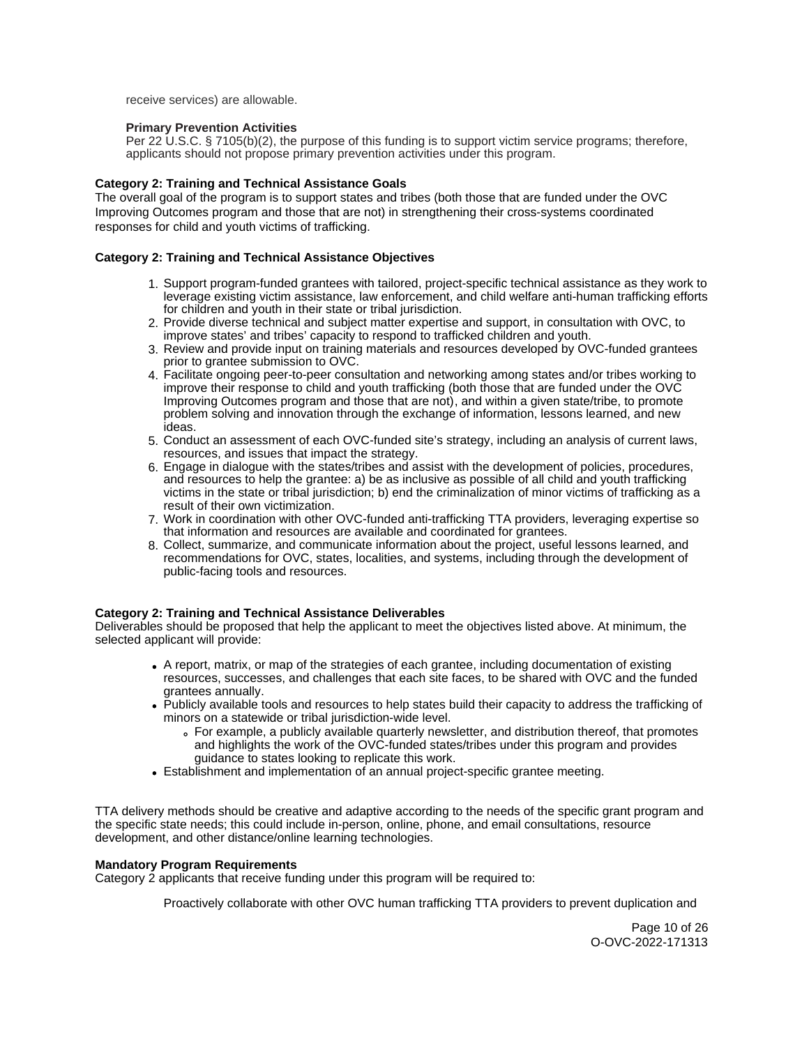receive services) are allowable.

**Primary Prevention Activities**
Per 22 U.S.C. § 7105(b)(2), the purpose of this funding is to support victim service programs; therefore, applicants should not propose primary prevention activities under this program.

**Category 2: Training and Technical Assistance Goals**
The overall goal of the program is to support states and tribes (both those that are funded under the OVC Improving Outcomes program and those that are not) in strengthening their cross-systems coordinated responses for child and youth victims of trafficking.

**Category 2: Training and Technical Assistance Objectives**

1. Support program-funded grantees with tailored, project-specific technical assistance as they work to leverage existing victim assistance, law enforcement, and child welfare anti-human trafficking efforts for children and youth in their state or tribal jurisdiction.
2. Provide diverse technical and subject matter expertise and support, in consultation with OVC, to improve states' and tribes' capacity to respond to trafficked children and youth.
3. Review and provide input on training materials and resources developed by OVC-funded grantees prior to grantee submission to OVC.
4. Facilitate ongoing peer-to-peer consultation and networking among states and/or tribes working to improve their response to child and youth trafficking (both those that are funded under the OVC Improving Outcomes program and those that are not), and within a given state/tribe, to promote problem solving and innovation through the exchange of information, lessons learned, and new ideas.
5. Conduct an assessment of each OVC-funded site's strategy, including an analysis of current laws, resources, and issues that impact the strategy.
6. Engage in dialogue with the states/tribes and assist with the development of policies, procedures, and resources to help the grantee: a) be as inclusive as possible of all child and youth trafficking victims in the state or tribal jurisdiction; b) end the criminalization of minor victims of trafficking as a result of their own victimization.
7. Work in coordination with other OVC-funded anti-trafficking TTA providers, leveraging expertise so that information and resources are available and coordinated for grantees.
8. Collect, summarize, and communicate information about the project, useful lessons learned, and recommendations for OVC, states, localities, and systems, including through the development of public-facing tools and resources.

**Category 2: Training and Technical Assistance Deliverables**
Deliverables should be proposed that help the applicant to meet the objectives listed above. At minimum, the selected applicant will provide:

- A report, matrix, or map of the strategies of each grantee, including documentation of existing resources, successes, and challenges that each site faces, to be shared with OVC and the funded grantees annually.
- Publicly available tools and resources to help states build their capacity to address the trafficking of minors on a statewide or tribal jurisdiction-wide level.
    - For example, a publicly available quarterly newsletter, and distribution thereof, that promotes and highlights the work of the OVC-funded states/tribes under this program and provides guidance to states looking to replicate this work.
- Establishment and implementation of an annual project-specific grantee meeting.

TTA delivery methods should be creative and adaptive according to the needs of the specific grant program and the specific state needs; this could include in-person, online, phone, and email consultations, resource development, and other distance/online learning technologies.

**Mandatory Program Requirements**
Category 2 applicants that receive funding under this program will be required to:

Proactively collaborate with other OVC human trafficking TTA providers to prevent duplication and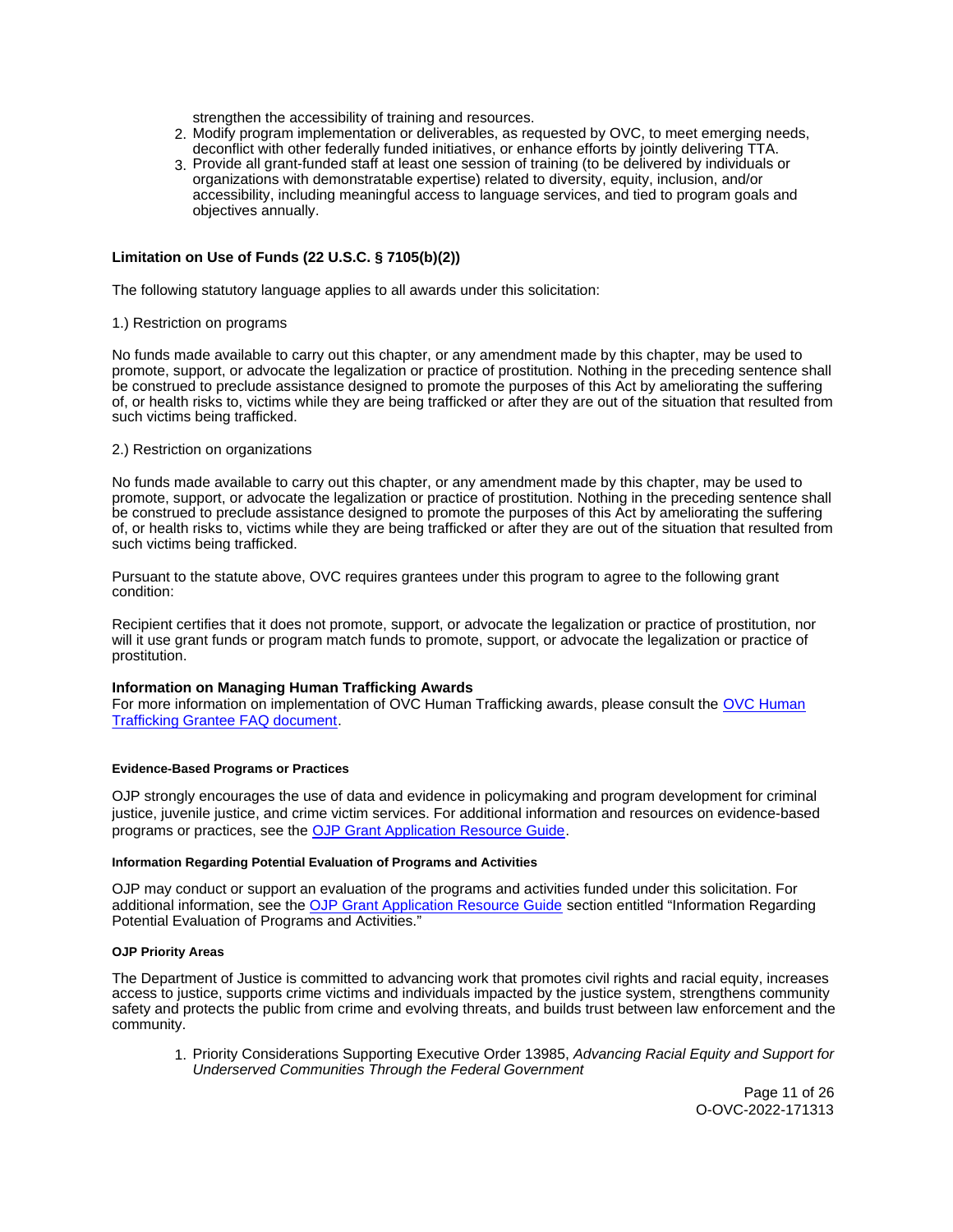strengthen the accessibility of training and resources.

2. Modify program implementation or deliverables, as requested by OVC, to meet emerging needs, deconflict with other federally funded initiatives, or enhance efforts by jointly delivering TTA.
3. Provide all grant-funded staff at least one session of training (to be delivered by individuals or organizations with demonstratable expertise) related to diversity, equity, inclusion, and/or accessibility, including meaningful access to language services, and tied to program goals and objectives annually.

**Limitation on Use of Funds (22 U.S.C. § 7105(b)(2))**

The following statutory language applies to all awards under this solicitation:

1.) Restriction on programs

No funds made available to carry out this chapter, or any amendment made by this chapter, may be used to promote, support, or advocate the legalization or practice of prostitution. Nothing in the preceding sentence shall be construed to preclude assistance designed to promote the purposes of this Act by ameliorating the suffering of, or health risks to, victims while they are being trafficked or after they are out of the situation that resulted from such victims being trafficked.

2.) Restriction on organizations

No funds made available to carry out this chapter, or any amendment made by this chapter, may be used to promote, support, or advocate the legalization or practice of prostitution. Nothing in the preceding sentence shall be construed to preclude assistance designed to promote the purposes of this Act by ameliorating the suffering of, or health risks to, victims while they are being trafficked or after they are out of the situation that resulted from such victims being trafficked.

Pursuant to the statute above, OVC requires grantees under this program to agree to the following grant condition:

Recipient certifies that it does not promote, support, or advocate the legalization or practice of prostitution, nor will it use grant funds or program match funds to promote, support, or advocate the legalization or practice of prostitution.

**Information on Managing Human Trafficking Awards**

For more information on implementation of OVC Human Trafficking awards, please consult the OVC Human Trafficking Grantee FAQ document.

#### Evidence-Based Programs or Practices

OJP strongly encourages the use of data and evidence in policymaking and program development for criminal justice, juvenile justice, and crime victim services. For additional information and resources on evidence-based programs or practices, see the OJP Grant Application Resource Guide.

#### Information Regarding Potential Evaluation of Programs and Activities

OJP may conduct or support an evaluation of the programs and activities funded under this solicitation. For additional information, see the OJP Grant Application Resource Guide section entitled "Information Regarding Potential Evaluation of Programs and Activities."

#### OJP Priority Areas

The Department of Justice is committed to advancing work that promotes civil rights and racial equity, increases access to justice, supports crime victims and individuals impacted by the justice system, strengthens community safety and protects the public from crime and evolving threats, and builds trust between law enforcement and the community.

1. Priority Considerations Supporting Executive Order 13985, *Advancing Racial Equity and Support for Underserved Communities Through the Federal Government*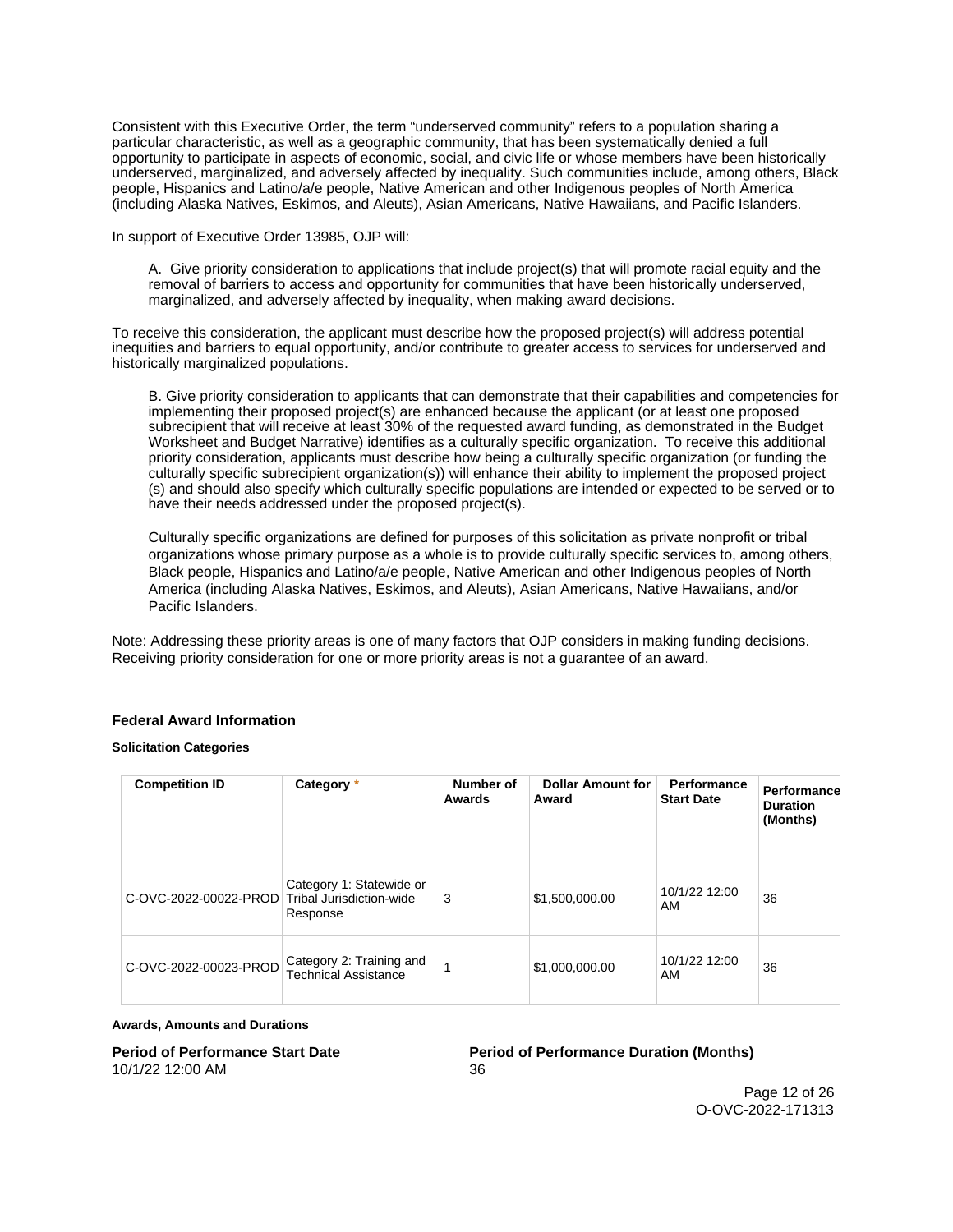Consistent with this Executive Order, the term “underserved community” refers to a population sharing a particular characteristic, as well as a geographic community, that has been systematically denied a full opportunity to participate in aspects of economic, social, and civic life or whose members have been historically underserved, marginalized, and adversely affected by inequality. Such communities include, among others, Black people, Hispanics and Latino/a/e people, Native American and other Indigenous peoples of North America (including Alaska Natives, Eskimos, and Aleuts), Asian Americans, Native Hawaiians, and Pacific Islanders.

In support of Executive Order 13985, OJP will:

A. Give priority consideration to applications that include project(s) that will promote racial equity and the removal of barriers to access and opportunity for communities that have been historically underserved, marginalized, and adversely affected by inequality, when making award decisions.

To receive this consideration, the applicant must describe how the proposed project(s) will address potential inequities and barriers to equal opportunity, and/or contribute to greater access to services for underserved and historically marginalized populations.

B. Give priority consideration to applicants that can demonstrate that their capabilities and competencies for implementing their proposed project(s) are enhanced because the applicant (or at least one proposed subrecipient that will receive at least 30% of the requested award funding, as demonstrated in the Budget Worksheet and Budget Narrative) identifies as a culturally specific organization. To receive this additional priority consideration, applicants must describe how being a culturally specific organization (or funding the culturally specific subrecipient organization(s)) will enhance their ability to implement the proposed project (s) and should also specify which culturally specific populations are intended or expected to be served or to have their needs addressed under the proposed project(s).

Culturally specific organizations are defined for purposes of this solicitation as private nonprofit or tribal organizations whose primary purpose as a whole is to provide culturally specific services to, among others, Black people, Hispanics and Latino/a/e people, Native American and other Indigenous peoples of North America (including Alaska Natives, Eskimos, and Aleuts), Asian Americans, Native Hawaiians, and/or Pacific Islanders.

Note: Addressing these priority areas is one of many factors that OJP considers in making funding decisions. Receiving priority consideration for one or more priority areas is not a guarantee of an award.

### Federal Award Information

#### Solicitation Categories

| Competition ID | Category * | Number of Awards | Dollar Amount for Award | Performance Start Date | Performance Duration (Months) |
|---|---|---|---|---|---|
| C-OVC-2022-00022-PROD | Category 1: Statewide or Tribal Jurisdiction-wide Response | 3 | $1,500,000.00 | 10/1/22 12:00 AM | 36 |
| C-OVC-2022-00023-PROD | Category 2: Training and Technical Assistance | 1 | $1,000,000.00 | 10/1/22 12:00 AM | 36 |

#### Awards, Amounts and Durations

**Period of Performance Start Date**
10/1/22 12:00 AM

**Period of Performance Duration (Months)**
36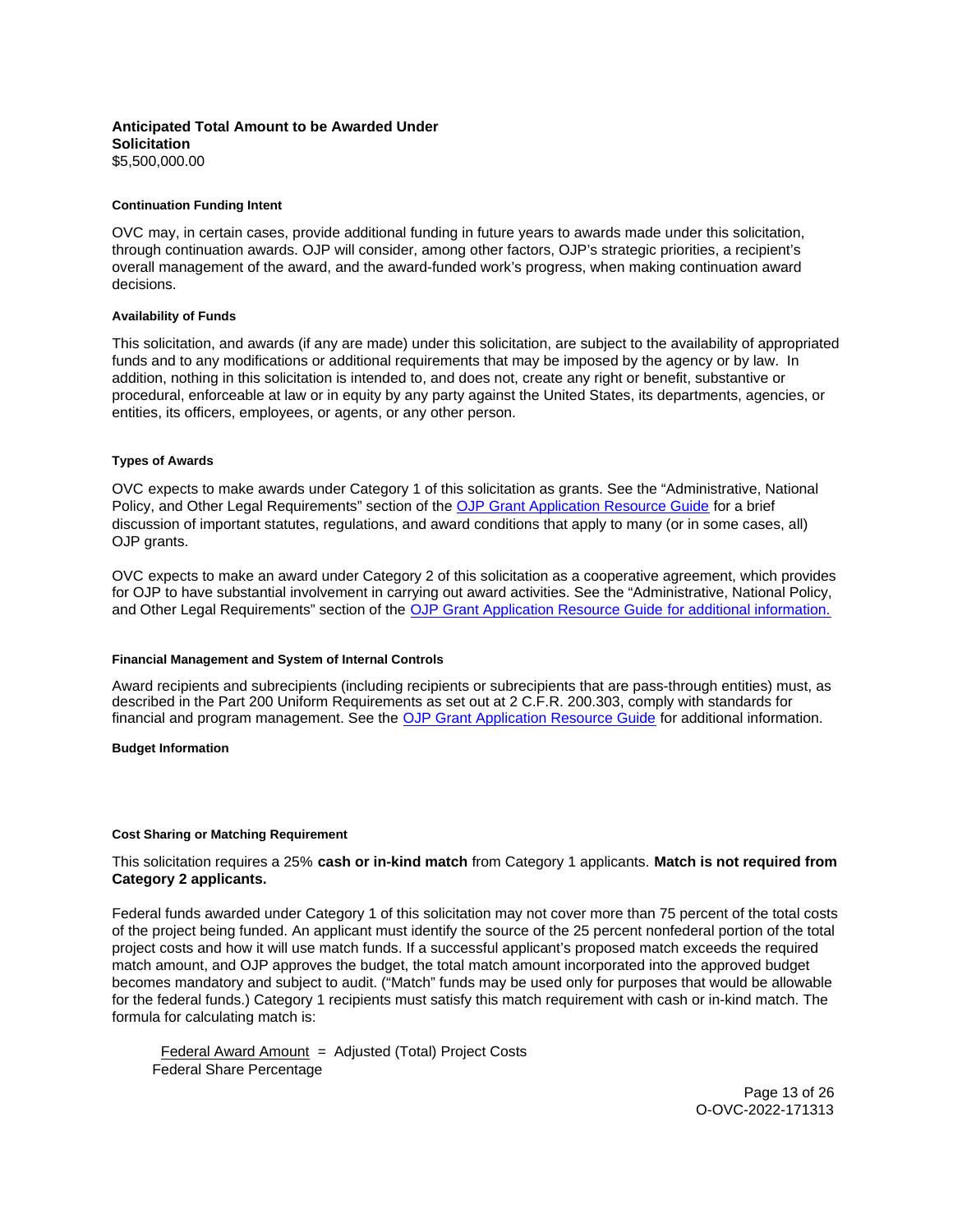**Anticipated Total Amount to be Awarded Under Solicitation**
$5,500,000.00

#### Continuation Funding Intent

OVC may, in certain cases, provide additional funding in future years to awards made under this solicitation, through continuation awards. OJP will consider, among other factors, OJP's strategic priorities, a recipient's overall management of the award, and the award-funded work's progress, when making continuation award decisions.

#### Availability of Funds

This solicitation, and awards (if any are made) under this solicitation, are subject to the availability of appropriated funds and to any modifications or additional requirements that may be imposed by the agency or by law. In addition, nothing in this solicitation is intended to, and does not, create any right or benefit, substantive or procedural, enforceable at law or in equity by any party against the United States, its departments, agencies, or entities, its officers, employees, or agents, or any other person.

#### Types of Awards

OVC expects to make awards under Category 1 of this solicitation as grants. See the "Administrative, National Policy, and Other Legal Requirements" section of the OJP Grant Application Resource Guide for a brief discussion of important statutes, regulations, and award conditions that apply to many (or in some cases, all) OJP grants.

OVC expects to make an award under Category 2 of this solicitation as a cooperative agreement, which provides for OJP to have substantial involvement in carrying out award activities. See the "Administrative, National Policy, and Other Legal Requirements" section of the OJP Grant Application Resource Guide for additional information.

#### Financial Management and System of Internal Controls

Award recipients and subrecipients (including recipients or subrecipients that are pass-through entities) must, as described in the Part 200 Uniform Requirements as set out at 2 C.F.R. 200.303, comply with standards for financial and program management. See the OJP Grant Application Resource Guide for additional information.

#### Budget Information

#### Cost Sharing or Matching Requirement

This solicitation requires a 25% **cash or in-kind match** from Category 1 applicants. **Match is not required from Category 2 applicants.**

Federal funds awarded under Category 1 of this solicitation may not cover more than 75 percent of the total costs of the project being funded. An applicant must identify the source of the 25 percent nonfederal portion of the total project costs and how it will use match funds. If a successful applicant's proposed match exceeds the required match amount, and OJP approves the budget, the total match amount incorporated into the approved budget becomes mandatory and subject to audit. ("Match" funds may be used only for purposes that would be allowable for the federal funds.) Category 1 recipients must satisfy this match requirement with cash or in-kind match. The formula for calculating match is:

$$\frac{\text{Federal Award Amount}}{\text{Federal Share Percentage}} = \text{Adjusted (Total) Project Costs}$$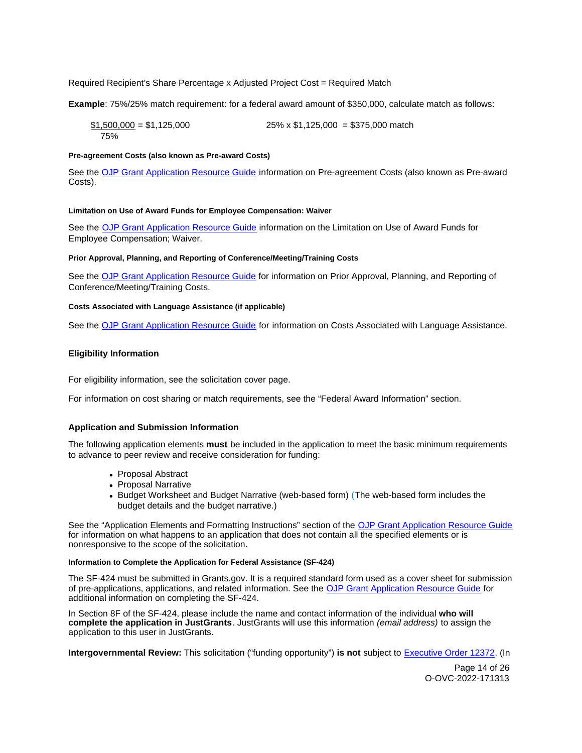Required Recipient's Share Percentage x Adjusted Project Cost = Required Match

**Example**: 75%/25% match requirement: for a federal award amount of $350,000, calculate match as follows:

$$\frac{\$1{,}500{,}000}{75\%} = \$1{,}125{,}000 \qquad 25\% \times \$1{,}125{,}000 = \$375{,}000 \text{ match}$$

#### Pre-agreement Costs (also known as Pre-award Costs)

See the OJP Grant Application Resource Guide information on Pre-agreement Costs (also known as Pre-award Costs).

#### Limitation on Use of Award Funds for Employee Compensation: Waiver

See the OJP Grant Application Resource Guide information on the Limitation on Use of Award Funds for Employee Compensation; Waiver.

#### Prior Approval, Planning, and Reporting of Conference/Meeting/Training Costs

See the OJP Grant Application Resource Guide for information on Prior Approval, Planning, and Reporting of Conference/Meeting/Training Costs.

#### Costs Associated with Language Assistance (if applicable)

See the OJP Grant Application Resource Guide for information on Costs Associated with Language Assistance.

### Eligibility Information

For eligibility information, see the solicitation cover page.

For information on cost sharing or match requirements, see the "Federal Award Information" section.

### Application and Submission Information

The following application elements **must** be included in the application to meet the basic minimum requirements to advance to peer review and receive consideration for funding:

- Proposal Abstract
- Proposal Narrative
- Budget Worksheet and Budget Narrative (web-based form) (The web-based form includes the budget details and the budget narrative.)

See the "Application Elements and Formatting Instructions" section of the OJP Grant Application Resource Guide for information on what happens to an application that does not contain all the specified elements or is nonresponsive to the scope of the solicitation.

#### Information to Complete the Application for Federal Assistance (SF-424)

The SF-424 must be submitted in Grants.gov. It is a required standard form used as a cover sheet for submission of pre-applications, applications, and related information. See the OJP Grant Application Resource Guide for additional information on completing the SF-424.

In Section 8F of the SF-424, please include the name and contact information of the individual **who will complete the application in JustGrants**. JustGrants will use this information *(email address)* to assign the application to this user in JustGrants.

**Intergovernmental Review:** This solicitation ("funding opportunity") **is not** subject to Executive Order 12372. (In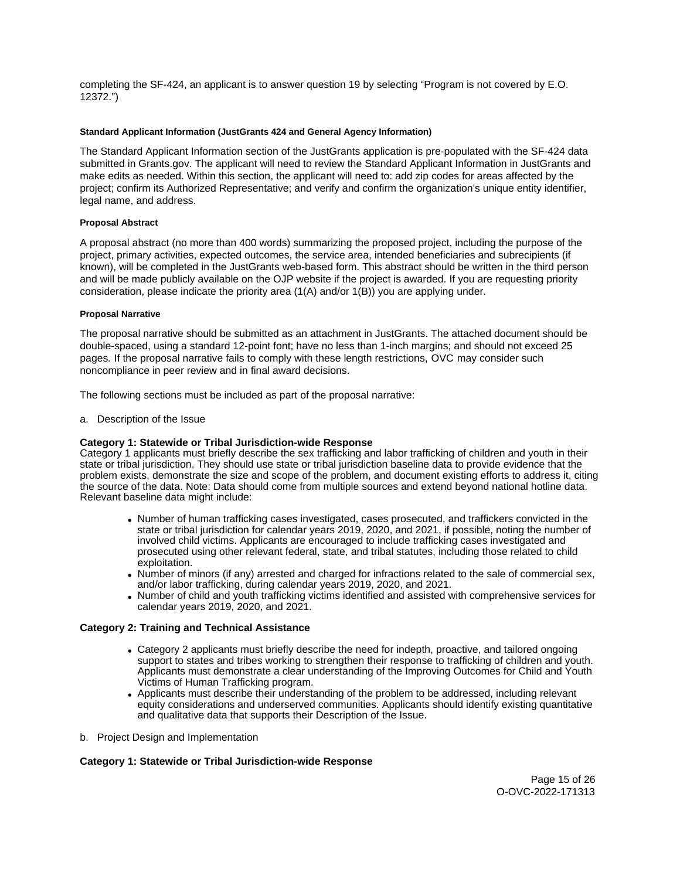completing the SF-424, an applicant is to answer question 19 by selecting "Program is not covered by E.O. 12372.")

#### Standard Applicant Information (JustGrants 424 and General Agency Information)

The Standard Applicant Information section of the JustGrants application is pre-populated with the SF-424 data submitted in Grants.gov. The applicant will need to review the Standard Applicant Information in JustGrants and make edits as needed. Within this section, the applicant will need to: add zip codes for areas affected by the project; confirm its Authorized Representative; and verify and confirm the organization's unique entity identifier, legal name, and address.

#### Proposal Abstract

A proposal abstract (no more than 400 words) summarizing the proposed project, including the purpose of the project, primary activities, expected outcomes, the service area, intended beneficiaries and subrecipients (if known), will be completed in the JustGrants web-based form. This abstract should be written in the third person and will be made publicly available on the OJP website if the project is awarded. If you are requesting priority consideration, please indicate the priority area (1(A) and/or 1(B)) you are applying under.

#### Proposal Narrative

The proposal narrative should be submitted as an attachment in JustGrants. The attached document should be double-spaced, using a standard 12-point font; have no less than 1-inch margins; and should not exceed 25 pages. If the proposal narrative fails to comply with these length restrictions, OVC may consider such noncompliance in peer review and in final award decisions.

The following sections must be included as part of the proposal narrative:

a. Description of the Issue

**Category 1: Statewide or Tribal Jurisdiction-wide Response**

Category 1 applicants must briefly describe the sex trafficking and labor trafficking of children and youth in their state or tribal jurisdiction. They should use state or tribal jurisdiction baseline data to provide evidence that the problem exists, demonstrate the size and scope of the problem, and document existing efforts to address it, citing the source of the data. Note: Data should come from multiple sources and extend beyond national hotline data. Relevant baseline data might include:

- Number of human trafficking cases investigated, cases prosecuted, and traffickers convicted in the state or tribal jurisdiction for calendar years 2019, 2020, and 2021, if possible, noting the number of involved child victims. Applicants are encouraged to include trafficking cases investigated and prosecuted using other relevant federal, state, and tribal statutes, including those related to child exploitation.
- Number of minors (if any) arrested and charged for infractions related to the sale of commercial sex, and/or labor trafficking, during calendar years 2019, 2020, and 2021.
- Number of child and youth trafficking victims identified and assisted with comprehensive services for calendar years 2019, 2020, and 2021.

**Category 2: Training and Technical Assistance**

- Category 2 applicants must briefly describe the need for indepth, proactive, and tailored ongoing support to states and tribes working to strengthen their response to trafficking of children and youth. Applicants must demonstrate a clear understanding of the Improving Outcomes for Child and Youth Victims of Human Trafficking program.
- Applicants must describe their understanding of the problem to be addressed, including relevant equity considerations and underserved communities. Applicants should identify existing quantitative and qualitative data that supports their Description of the Issue.

b. Project Design and Implementation

**Category 1: Statewide or Tribal Jurisdiction-wide Response**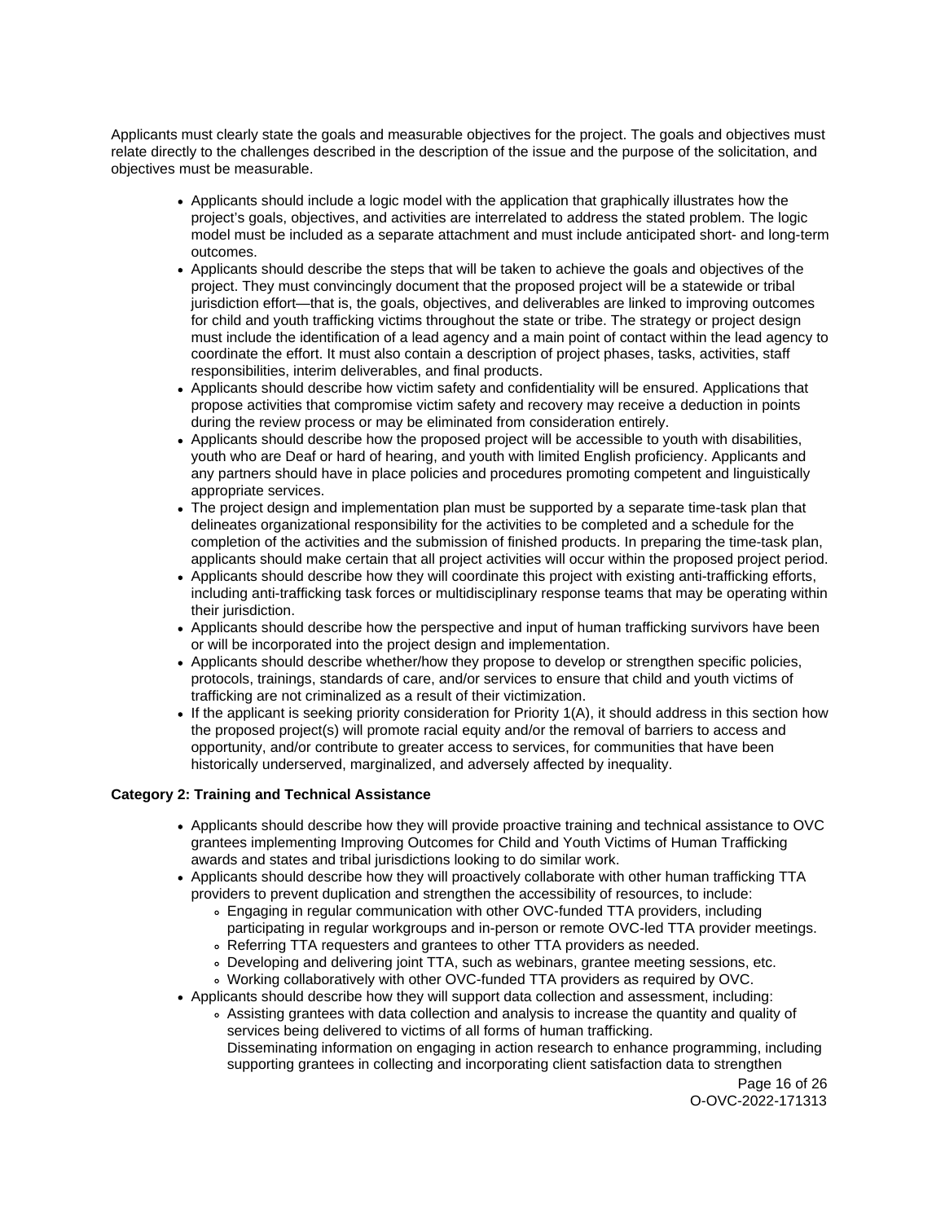Applicants must clearly state the goals and measurable objectives for the project. The goals and objectives must relate directly to the challenges described in the description of the issue and the purpose of the solicitation, and objectives must be measurable.

- Applicants should include a logic model with the application that graphically illustrates how the project's goals, objectives, and activities are interrelated to address the stated problem. The logic model must be included as a separate attachment and must include anticipated short- and long-term outcomes.
- Applicants should describe the steps that will be taken to achieve the goals and objectives of the project. They must convincingly document that the proposed project will be a statewide or tribal jurisdiction effort—that is, the goals, objectives, and deliverables are linked to improving outcomes for child and youth trafficking victims throughout the state or tribe. The strategy or project design must include the identification of a lead agency and a main point of contact within the lead agency to coordinate the effort. It must also contain a description of project phases, tasks, activities, staff responsibilities, interim deliverables, and final products.
- Applicants should describe how victim safety and confidentiality will be ensured. Applications that propose activities that compromise victim safety and recovery may receive a deduction in points during the review process or may be eliminated from consideration entirely.
- Applicants should describe how the proposed project will be accessible to youth with disabilities, youth who are Deaf or hard of hearing, and youth with limited English proficiency. Applicants and any partners should have in place policies and procedures promoting competent and linguistically appropriate services.
- The project design and implementation plan must be supported by a separate time-task plan that delineates organizational responsibility for the activities to be completed and a schedule for the completion of the activities and the submission of finished products. In preparing the time-task plan, applicants should make certain that all project activities will occur within the proposed project period.
- Applicants should describe how they will coordinate this project with existing anti-trafficking efforts, including anti-trafficking task forces or multidisciplinary response teams that may be operating within their jurisdiction.
- Applicants should describe how the perspective and input of human trafficking survivors have been or will be incorporated into the project design and implementation.
- Applicants should describe whether/how they propose to develop or strengthen specific policies, protocols, trainings, standards of care, and/or services to ensure that child and youth victims of trafficking are not criminalized as a result of their victimization.
- If the applicant is seeking priority consideration for Priority 1(A), it should address in this section how the proposed project(s) will promote racial equity and/or the removal of barriers to access and opportunity, and/or contribute to greater access to services, for communities that have been historically underserved, marginalized, and adversely affected by inequality.

**Category 2: Training and Technical Assistance**

- Applicants should describe how they will provide proactive training and technical assistance to OVC grantees implementing Improving Outcomes for Child and Youth Victims of Human Trafficking awards and states and tribal jurisdictions looking to do similar work.
- Applicants should describe how they will proactively collaborate with other human trafficking TTA providers to prevent duplication and strengthen the accessibility of resources, to include:
  - Engaging in regular communication with other OVC-funded TTA providers, including participating in regular workgroups and in-person or remote OVC-led TTA provider meetings.
  - Referring TTA requesters and grantees to other TTA providers as needed.
  - Developing and delivering joint TTA, such as webinars, grantee meeting sessions, etc.
  - Working collaboratively with other OVC-funded TTA providers as required by OVC.
- Applicants should describe how they will support data collection and assessment, including:
  - Assisting grantees with data collection and analysis to increase the quantity and quality of services being delivered to victims of all forms of human trafficking. Disseminating information on engaging in action research to enhance programming, including supporting grantees in collecting and incorporating client satisfaction data to strengthen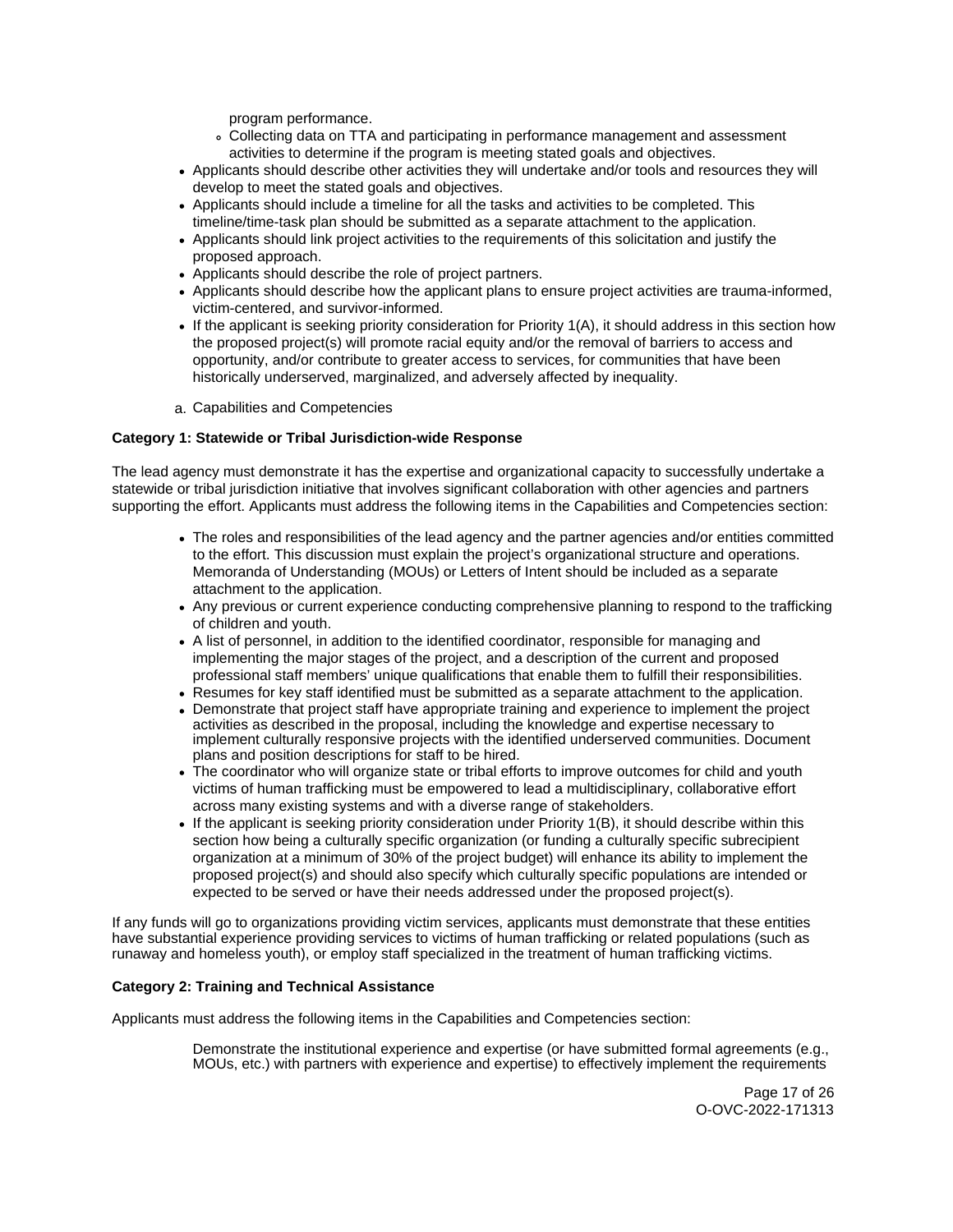program performance.
  - Collecting data on TTA and participating in performance management and assessment activities to determine if the program is meeting stated goals and objectives.
- Applicants should describe other activities they will undertake and/or tools and resources they will develop to meet the stated goals and objectives.
- Applicants should include a timeline for all the tasks and activities to be completed. This timeline/time-task plan should be submitted as a separate attachment to the application.
- Applicants should link project activities to the requirements of this solicitation and justify the proposed approach.
- Applicants should describe the role of project partners.
- Applicants should describe how the applicant plans to ensure project activities are trauma-informed, victim-centered, and survivor-informed.
- If the applicant is seeking priority consideration for Priority 1(A), it should address in this section how the proposed project(s) will promote racial equity and/or the removal of barriers to access and opportunity, and/or contribute to greater access to services, for communities that have been historically underserved, marginalized, and adversely affected by inequality.

a. Capabilities and Competencies

**Category 1: Statewide or Tribal Jurisdiction-wide Response**

The lead agency must demonstrate it has the expertise and organizational capacity to successfully undertake a statewide or tribal jurisdiction initiative that involves significant collaboration with other agencies and partners supporting the effort. Applicants must address the following items in the Capabilities and Competencies section:

- The roles and responsibilities of the lead agency and the partner agencies and/or entities committed to the effort. This discussion must explain the project's organizational structure and operations. Memoranda of Understanding (MOUs) or Letters of Intent should be included as a separate attachment to the application.
- Any previous or current experience conducting comprehensive planning to respond to the trafficking of children and youth.
- A list of personnel, in addition to the identified coordinator, responsible for managing and implementing the major stages of the project, and a description of the current and proposed professional staff members' unique qualifications that enable them to fulfill their responsibilities.
- Resumes for key staff identified must be submitted as a separate attachment to the application.
- Demonstrate that project staff have appropriate training and experience to implement the project activities as described in the proposal, including the knowledge and expertise necessary to implement culturally responsive projects with the identified underserved communities. Document plans and position descriptions for staff to be hired.
- The coordinator who will organize state or tribal efforts to improve outcomes for child and youth victims of human trafficking must be empowered to lead a multidisciplinary, collaborative effort across many existing systems and with a diverse range of stakeholders.
- If the applicant is seeking priority consideration under Priority 1(B), it should describe within this section how being a culturally specific organization (or funding a culturally specific subrecipient organization at a minimum of 30% of the project budget) will enhance its ability to implement the proposed project(s) and should also specify which culturally specific populations are intended or expected to be served or have their needs addressed under the proposed project(s).

If any funds will go to organizations providing victim services, applicants must demonstrate that these entities have substantial experience providing services to victims of human trafficking or related populations (such as runaway and homeless youth), or employ staff specialized in the treatment of human trafficking victims.

**Category 2: Training and Technical Assistance**

Applicants must address the following items in the Capabilities and Competencies section:

Demonstrate the institutional experience and expertise (or have submitted formal agreements (e.g., MOUs, etc.) with partners with experience and expertise) to effectively implement the requirements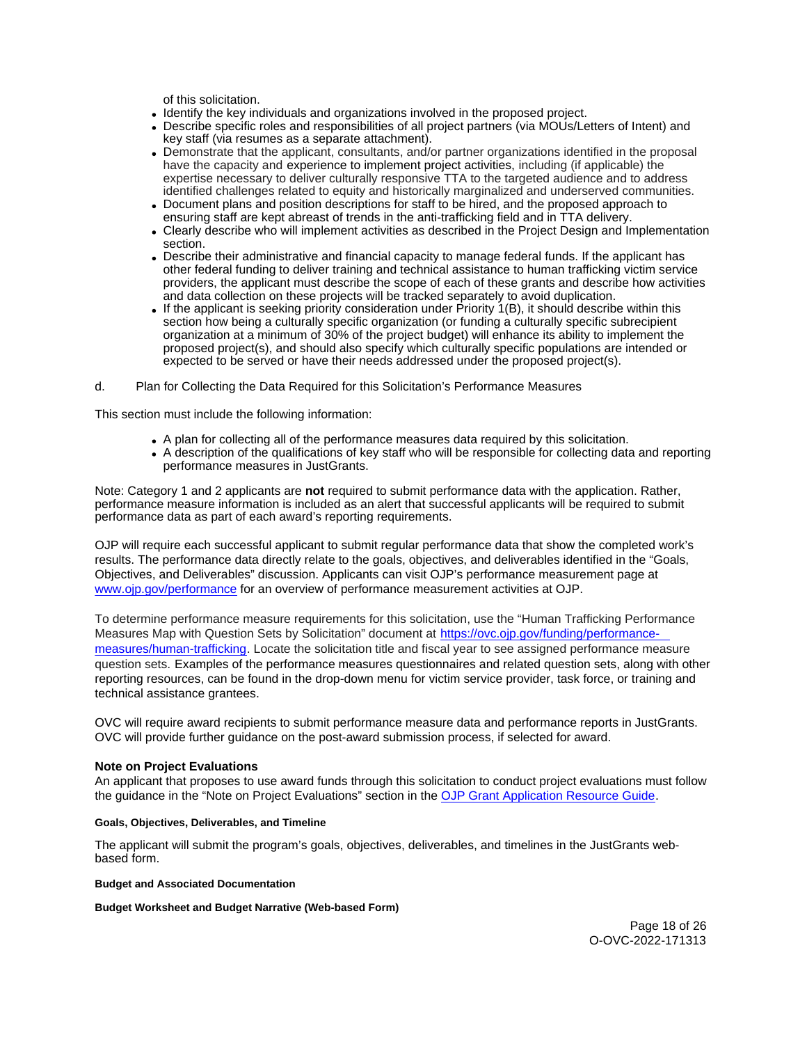of this solicitation.

- Identify the key individuals and organizations involved in the proposed project.
- Describe specific roles and responsibilities of all project partners (via MOUs/Letters of Intent) and key staff (via resumes as a separate attachment).
- Demonstrate that the applicant, consultants, and/or partner organizations identified in the proposal have the capacity and experience to implement project activities, including (if applicable) the expertise necessary to deliver culturally responsive TTA to the targeted audience and to address identified challenges related to equity and historically marginalized and underserved communities.
- Document plans and position descriptions for staff to be hired, and the proposed approach to ensuring staff are kept abreast of trends in the anti-trafficking field and in TTA delivery.
- Clearly describe who will implement activities as described in the Project Design and Implementation section.
- Describe their administrative and financial capacity to manage federal funds. If the applicant has other federal funding to deliver training and technical assistance to human trafficking victim service providers, the applicant must describe the scope of each of these grants and describe how activities and data collection on these projects will be tracked separately to avoid duplication.
- If the applicant is seeking priority consideration under Priority 1(B), it should describe within this section how being a culturally specific organization (or funding a culturally specific subrecipient organization at a minimum of 30% of the project budget) will enhance its ability to implement the proposed project(s), and should also specify which culturally specific populations are intended or expected to be served or have their needs addressed under the proposed project(s).

d. Plan for Collecting the Data Required for this Solicitation's Performance Measures

This section must include the following information:

- A plan for collecting all of the performance measures data required by this solicitation.
- A description of the qualifications of key staff who will be responsible for collecting data and reporting performance measures in JustGrants.

Note: Category 1 and 2 applicants are **not** required to submit performance data with the application. Rather, performance measure information is included as an alert that successful applicants will be required to submit performance data as part of each award's reporting requirements.

OJP will require each successful applicant to submit regular performance data that show the completed work's results. The performance data directly relate to the goals, objectives, and deliverables identified in the "Goals, Objectives, and Deliverables" discussion. Applicants can visit OJP's performance measurement page at [www.ojp.gov/performance](www.ojp.gov/performance) for an overview of performance measurement activities at OJP.

To determine performance measure requirements for this solicitation, use the "Human Trafficking Performance Measures Map with Question Sets by Solicitation" document at [https://ovc.ojp.gov/funding/performance-measures/human-trafficking](https://ovc.ojp.gov/funding/performance-measures/human-trafficking). Locate the solicitation title and fiscal year to see assigned performance measure question sets. Examples of the performance measures questionnaires and related question sets, along with other reporting resources, can be found in the drop-down menu for victim service provider, task force, or training and technical assistance grantees.

OVC will require award recipients to submit performance measure data and performance reports in JustGrants. OVC will provide further guidance on the post-award submission process, if selected for award.

### Note on Project Evaluations

An applicant that proposes to use award funds through this solicitation to conduct project evaluations must follow the guidance in the "Note on Project Evaluations" section in the OJP Grant Application Resource Guide.

#### Goals, Objectives, Deliverables, and Timeline

The applicant will submit the program's goals, objectives, deliverables, and timelines in the JustGrants web-based form.

#### Budget and Associated Documentation

#### Budget Worksheet and Budget Narrative (Web-based Form)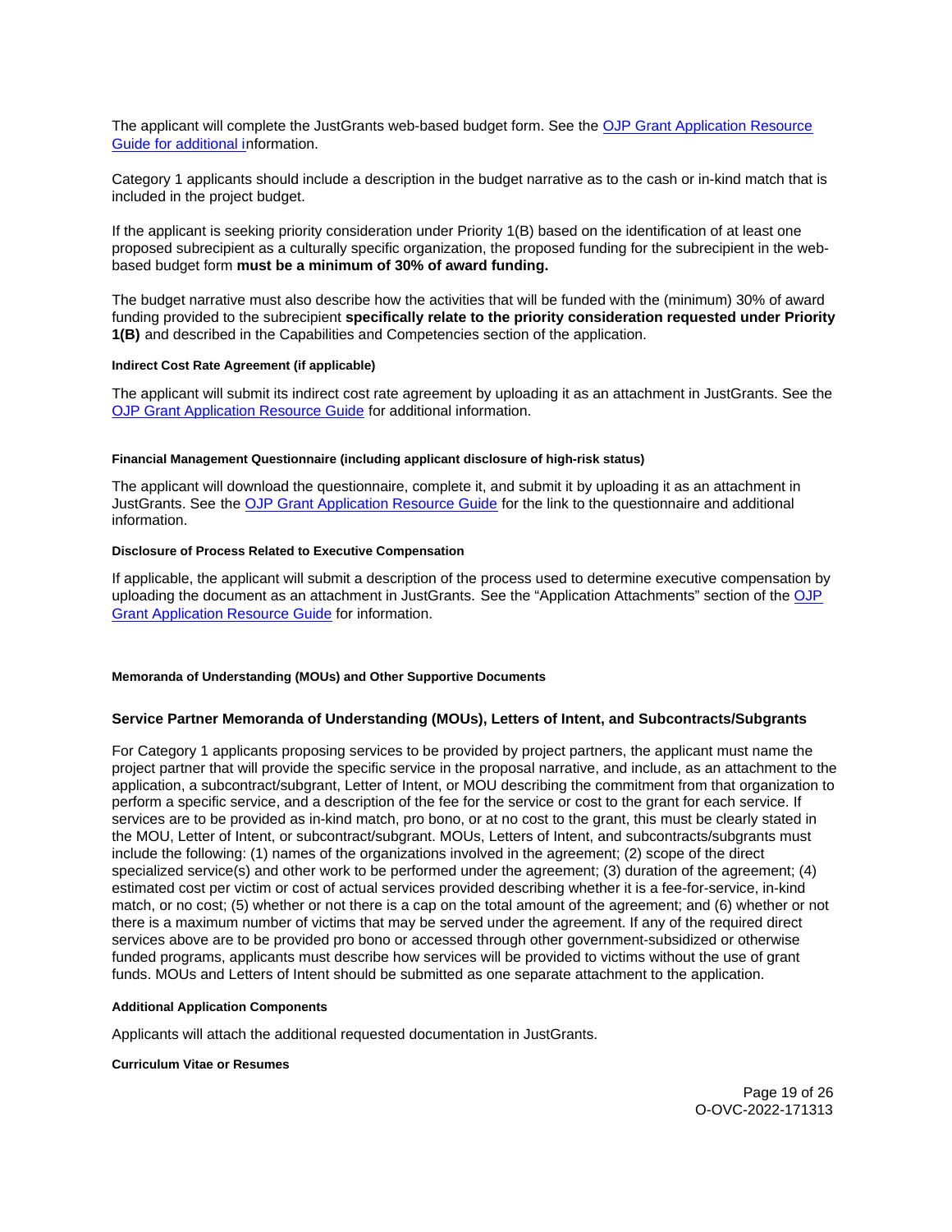The applicant will complete the JustGrants web-based budget form. See the OJP Grant Application Resource Guide for additional information.

Category 1 applicants should include a description in the budget narrative as to the cash or in-kind match that is included in the project budget.

If the applicant is seeking priority consideration under Priority 1(B) based on the identification of at least one proposed subrecipient as a culturally specific organization, the proposed funding for the subrecipient in the web-based budget form **must be a minimum of 30% of award funding.**

The budget narrative must also describe how the activities that will be funded with the (minimum) 30% of award funding provided to the subrecipient **specifically relate to the priority consideration requested under Priority 1(B)** and described in the Capabilities and Competencies section of the application.

#### Indirect Cost Rate Agreement (if applicable)

The applicant will submit its indirect cost rate agreement by uploading it as an attachment in JustGrants. See the OJP Grant Application Resource Guide for additional information.

#### Financial Management Questionnaire (including applicant disclosure of high-risk status)

The applicant will download the questionnaire, complete it, and submit it by uploading it as an attachment in JustGrants. See the OJP Grant Application Resource Guide for the link to the questionnaire and additional information.

#### Disclosure of Process Related to Executive Compensation

If applicable, the applicant will submit a description of the process used to determine executive compensation by uploading the document as an attachment in JustGrants. See the "Application Attachments" section of the OJP Grant Application Resource Guide for information.

#### Memoranda of Understanding (MOUs) and Other Supportive Documents

### Service Partner Memoranda of Understanding (MOUs), Letters of Intent, and Subcontracts/Subgrants

For Category 1 applicants proposing services to be provided by project partners, the applicant must name the project partner that will provide the specific service in the proposal narrative, and include, as an attachment to the application, a subcontract/subgrant, Letter of Intent, or MOU describing the commitment from that organization to perform a specific service, and a description of the fee for the service or cost to the grant for each service. If services are to be provided as in-kind match, pro bono, or at no cost to the grant, this must be clearly stated in the MOU, Letter of Intent, or subcontract/subgrant. MOUs, Letters of Intent, and subcontracts/subgrants must include the following: (1) names of the organizations involved in the agreement; (2) scope of the direct specialized service(s) and other work to be performed under the agreement; (3) duration of the agreement; (4) estimated cost per victim or cost of actual services provided describing whether it is a fee-for-service, in-kind match, or no cost; (5) whether or not there is a cap on the total amount of the agreement; and (6) whether or not there is a maximum number of victims that may be served under the agreement. If any of the required direct services above are to be provided pro bono or accessed through other government-subsidized or otherwise funded programs, applicants must describe how services will be provided to victims without the use of grant funds. MOUs and Letters of Intent should be submitted as one separate attachment to the application.

#### Additional Application Components

Applicants will attach the additional requested documentation in JustGrants.

#### Curriculum Vitae or Resumes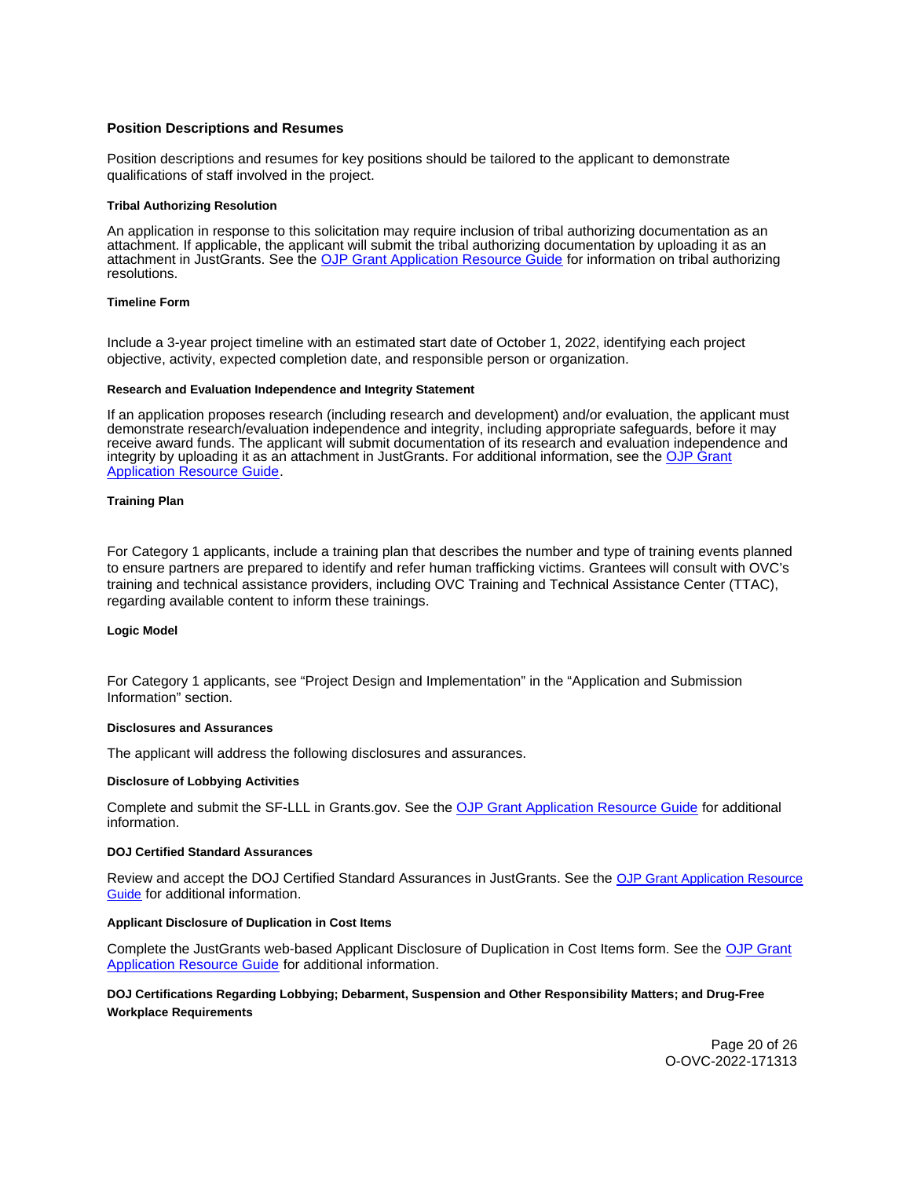### Position Descriptions and Resumes

Position descriptions and resumes for key positions should be tailored to the applicant to demonstrate qualifications of staff involved in the project.

#### Tribal Authorizing Resolution

An application in response to this solicitation may require inclusion of tribal authorizing documentation as an attachment. If applicable, the applicant will submit the tribal authorizing documentation by uploading it as an attachment in JustGrants. See the [OJP Grant Application Resource Guide]() for information on tribal authorizing resolutions.

#### Timeline Form

Include a 3-year project timeline with an estimated start date of October 1, 2022, identifying each project objective, activity, expected completion date, and responsible person or organization.

#### Research and Evaluation Independence and Integrity Statement

If an application proposes research (including research and development) and/or evaluation, the applicant must demonstrate research/evaluation independence and integrity, including appropriate safeguards, before it may receive award funds. The applicant will submit documentation of its research and evaluation independence and integrity by uploading it as an attachment in JustGrants. For additional information, see the [OJP Grant Application Resource Guide]().

#### Training Plan

For Category 1 applicants, include a training plan that describes the number and type of training events planned to ensure partners are prepared to identify and refer human trafficking victims. Grantees will consult with OVC's training and technical assistance providers, including OVC Training and Technical Assistance Center (TTAC), regarding available content to inform these trainings.

#### Logic Model

For Category 1 applicants, see "Project Design and Implementation" in the "Application and Submission Information" section.

#### Disclosures and Assurances

The applicant will address the following disclosures and assurances.

#### Disclosure of Lobbying Activities

Complete and submit the SF-LLL in Grants.gov. See the [OJP Grant Application Resource Guide]() for additional information.

#### DOJ Certified Standard Assurances

Review and accept the DOJ Certified Standard Assurances in JustGrants. See the [OJP Grant Application Resource Guide]() for additional information.

#### Applicant Disclosure of Duplication in Cost Items

Complete the JustGrants web-based Applicant Disclosure of Duplication in Cost Items form. See the [OJP Grant Application Resource Guide]() for additional information.

#### DOJ Certifications Regarding Lobbying; Debarment, Suspension and Other Responsibility Matters; and Drug-Free Workplace Requirements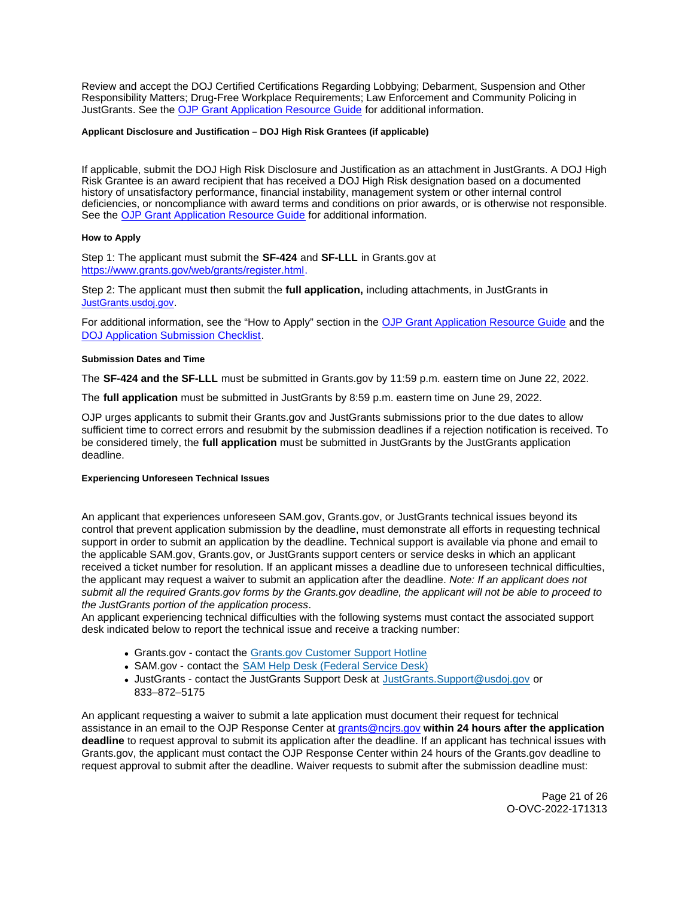Review and accept the DOJ Certified Certifications Regarding Lobbying; Debarment, Suspension and Other Responsibility Matters; Drug-Free Workplace Requirements; Law Enforcement and Community Policing in JustGrants. See the [OJP Grant Application Resource Guide](https://www.ojp.gov/funding/apply/ojp-grant-application-resource-guide) for additional information.

#### Applicant Disclosure and Justification – DOJ High Risk Grantees (if applicable)

If applicable, submit the DOJ High Risk Disclosure and Justification as an attachment in JustGrants. A DOJ High Risk Grantee is an award recipient that has received a DOJ High Risk designation based on a documented history of unsatisfactory performance, financial instability, management system or other internal control deficiencies, or noncompliance with award terms and conditions on prior awards, or is otherwise not responsible. See the OJP Grant Application Resource Guide for additional information.

#### How to Apply

Step 1: The applicant must submit the **SF-424** and **SF-LLL** in Grants.gov at https://www.grants.gov/web/grants/register.html.

Step 2: The applicant must then submit the **full application,** including attachments, in JustGrants in JustGrants.usdoj.gov.

For additional information, see the "How to Apply" section in the OJP Grant Application Resource Guide and the DOJ Application Submission Checklist.

#### Submission Dates and Time

The **SF-424 and the SF-LLL** must be submitted in Grants.gov by 11:59 p.m. eastern time on June 22, 2022.

The **full application** must be submitted in JustGrants by 8:59 p.m. eastern time on June 29, 2022.

OJP urges applicants to submit their Grants.gov and JustGrants submissions prior to the due dates to allow sufficient time to correct errors and resubmit by the submission deadlines if a rejection notification is received. To be considered timely, the **full application** must be submitted in JustGrants by the JustGrants application deadline.

#### Experiencing Unforeseen Technical Issues

An applicant that experiences unforeseen SAM.gov, Grants.gov, or JustGrants technical issues beyond its control that prevent application submission by the deadline, must demonstrate all efforts in requesting technical support in order to submit an application by the deadline. Technical support is available via phone and email to the applicable SAM.gov, Grants.gov, or JustGrants support centers or service desks in which an applicant received a ticket number for resolution. If an applicant misses a deadline due to unforeseen technical difficulties, the applicant may request a waiver to submit an application after the deadline. *Note: If an applicant does not submit all the required Grants.gov forms by the Grants.gov deadline, the applicant will not be able to proceed to the JustGrants portion of the application process*.

An applicant experiencing technical difficulties with the following systems must contact the associated support desk indicated below to report the technical issue and receive a tracking number:

- Grants.gov - contact the Grants.gov Customer Support Hotline
- SAM.gov - contact the SAM Help Desk (Federal Service Desk)
- JustGrants - contact the JustGrants Support Desk at JustGrants.Support@usdoj.gov or 833–872–5175

An applicant requesting a waiver to submit a late application must document their request for technical assistance in an email to the OJP Response Center at grants@ncjrs.gov **within 24 hours after the application deadline** to request approval to submit its application after the deadline. If an applicant has technical issues with Grants.gov, the applicant must contact the OJP Response Center within 24 hours of the Grants.gov deadline to request approval to submit after the deadline. Waiver requests to submit after the submission deadline must: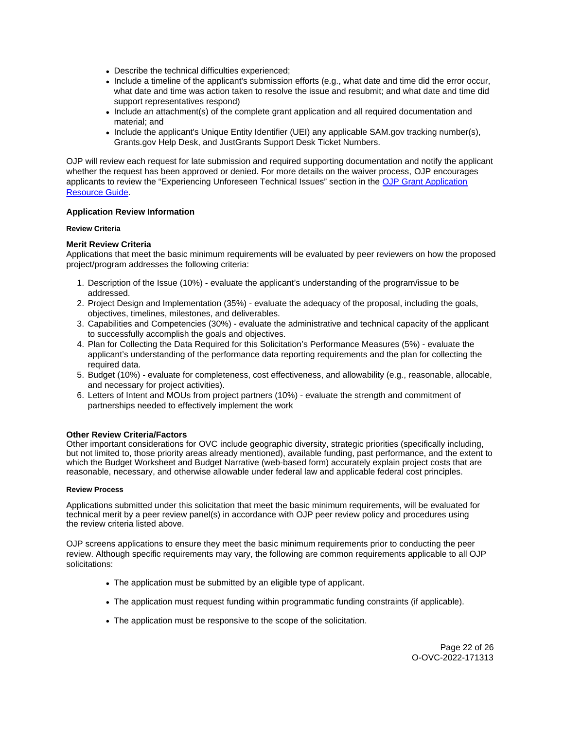- Describe the technical difficulties experienced;
- Include a timeline of the applicant's submission efforts (e.g., what date and time did the error occur, what date and time was action taken to resolve the issue and resubmit; and what date and time did support representatives respond)
- Include an attachment(s) of the complete grant application and all required documentation and material; and
- Include the applicant's Unique Entity Identifier (UEI) any applicable SAM.gov tracking number(s), Grants.gov Help Desk, and JustGrants Support Desk Ticket Numbers.

OJP will review each request for late submission and required supporting documentation and notify the applicant whether the request has been approved or denied. For more details on the waiver process, OJP encourages applicants to review the "Experiencing Unforeseen Technical Issues" section in the [OJP Grant Application Resource Guide](#).

### Application Review Information

#### Review Criteria

**Merit Review Criteria**

Applications that meet the basic minimum requirements will be evaluated by peer reviewers on how the proposed project/program addresses the following criteria:

1. Description of the Issue (10%) - evaluate the applicant's understanding of the program/issue to be addressed.
2. Project Design and Implementation (35%) - evaluate the adequacy of the proposal, including the goals, objectives, timelines, milestones, and deliverables.
3. Capabilities and Competencies (30%) - evaluate the administrative and technical capacity of the applicant to successfully accomplish the goals and objectives.
4. Plan for Collecting the Data Required for this Solicitation's Performance Measures (5%) - evaluate the applicant's understanding of the performance data reporting requirements and the plan for collecting the required data.
5. Budget (10%) - evaluate for completeness, cost effectiveness, and allowability (e.g., reasonable, allocable, and necessary for project activities).
6. Letters of Intent and MOUs from project partners (10%) - evaluate the strength and commitment of partnerships needed to effectively implement the work

**Other Review Criteria/Factors**

Other important considerations for OVC include geographic diversity, strategic priorities (specifically including, but not limited to, those priority areas already mentioned), available funding, past performance, and the extent to which the Budget Worksheet and Budget Narrative (web-based form) accurately explain project costs that are reasonable, necessary, and otherwise allowable under federal law and applicable federal cost principles.

#### Review Process

Applications submitted under this solicitation that meet the basic minimum requirements, will be evaluated for technical merit by a peer review panel(s) in accordance with OJP peer review policy and procedures using the review criteria listed above.

OJP screens applications to ensure they meet the basic minimum requirements prior to conducting the peer review. Although specific requirements may vary, the following are common requirements applicable to all OJP solicitations:

- The application must be submitted by an eligible type of applicant.
- The application must request funding within programmatic funding constraints (if applicable).
- The application must be responsive to the scope of the solicitation.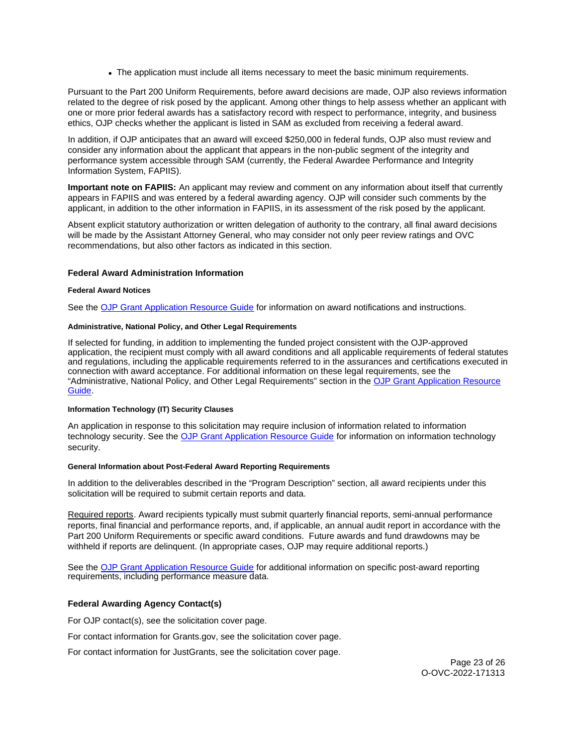- The application must include all items necessary to meet the basic minimum requirements.

Pursuant to the Part 200 Uniform Requirements, before award decisions are made, OJP also reviews information related to the degree of risk posed by the applicant. Among other things to help assess whether an applicant with one or more prior federal awards has a satisfactory record with respect to performance, integrity, and business ethics, OJP checks whether the applicant is listed in SAM as excluded from receiving a federal award.

In addition, if OJP anticipates that an award will exceed $250,000 in federal funds, OJP also must review and consider any information about the applicant that appears in the non-public segment of the integrity and performance system accessible through SAM (currently, the Federal Awardee Performance and Integrity Information System, FAPIIS).

**Important note on FAPIIS:** An applicant may review and comment on any information about itself that currently appears in FAPIIS and was entered by a federal awarding agency. OJP will consider such comments by the applicant, in addition to the other information in FAPIIS, in its assessment of the risk posed by the applicant.

Absent explicit statutory authorization or written delegation of authority to the contrary, all final award decisions will be made by the Assistant Attorney General, who may consider not only peer review ratings and OVC recommendations, but also other factors as indicated in this section.

### Federal Award Administration Information

#### Federal Award Notices

See the OJP Grant Application Resource Guide for information on award notifications and instructions.

#### Administrative, National Policy, and Other Legal Requirements

If selected for funding, in addition to implementing the funded project consistent with the OJP-approved application, the recipient must comply with all award conditions and all applicable requirements of federal statutes and regulations, including the applicable requirements referred to in the assurances and certifications executed in connection with award acceptance. For additional information on these legal requirements, see the "Administrative, National Policy, and Other Legal Requirements" section in the OJP Grant Application Resource Guide.

#### Information Technology (IT) Security Clauses

An application in response to this solicitation may require inclusion of information related to information technology security. See the OJP Grant Application Resource Guide for information on information technology security.

#### General Information about Post-Federal Award Reporting Requirements

In addition to the deliverables described in the "Program Description" section, all award recipients under this solicitation will be required to submit certain reports and data.

Required reports. Award recipients typically must submit quarterly financial reports, semi-annual performance reports, final financial and performance reports, and, if applicable, an annual audit report in accordance with the Part 200 Uniform Requirements or specific award conditions. Future awards and fund drawdowns may be withheld if reports are delinquent. (In appropriate cases, OJP may require additional reports.)

See the OJP Grant Application Resource Guide for additional information on specific post-award reporting requirements, including performance measure data.

### Federal Awarding Agency Contact(s)

For OJP contact(s), see the solicitation cover page.

For contact information for Grants.gov, see the solicitation cover page.

For contact information for JustGrants, see the solicitation cover page.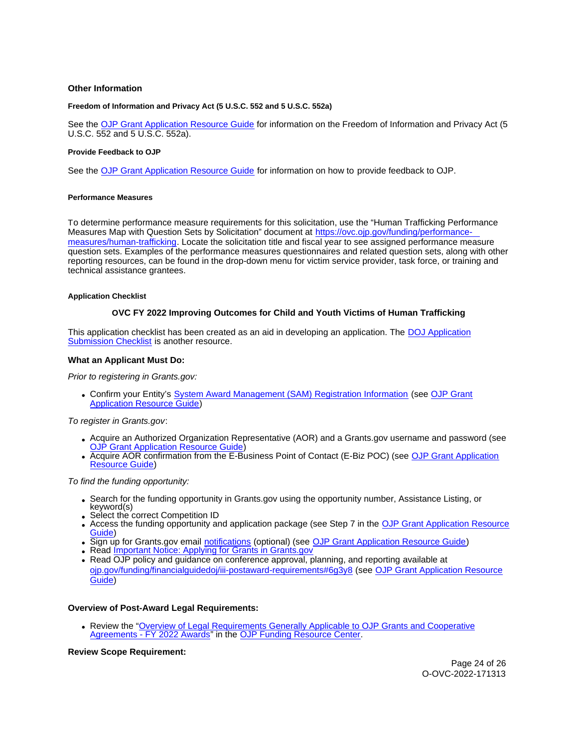## Other Information

### Freedom of Information and Privacy Act (5 U.S.C. 552 and 5 U.S.C. 552a)

See the [OJP Grant Application Resource Guide]() for information on the Freedom of Information and Privacy Act (5 U.S.C. 552 and 5 U.S.C. 552a).

### Provide Feedback to OJP

See the [OJP Grant Application Resource Guide]() for information on how to provide feedback to OJP.

### Performance Measures

To determine performance measure requirements for this solicitation, use the "Human Trafficking Performance Measures Map with Question Sets by Solicitation" document at [https://ovc.ojp.gov/funding/performance-measures/human-trafficking](https://ovc.ojp.gov/funding/performance-measures/human-trafficking). Locate the solicitation title and fiscal year to see assigned performance measure question sets. Examples of the performance measures questionnaires and related question sets, along with other reporting resources, can be found in the drop-down menu for victim service provider, task force, or training and technical assistance grantees.

### Application Checklist

**OVC FY 2022 Improving Outcomes for Child and Youth Victims of Human Trafficking**

This application checklist has been created as an aid in developing an application. The [DOJ Application Submission Checklist]() is another resource.

**What an Applicant Must Do:**

*Prior to registering in Grants.gov:*

- Confirm your Entity's [System Award Management (SAM) Registration Information]() (see [OJP Grant Application Resource Guide]())

*To register in Grants.gov*:

- Acquire an Authorized Organization Representative (AOR) and a Grants.gov username and password (see [OJP Grant Application Resource Guide]())
- Acquire AOR confirmation from the E-Business Point of Contact (E-Biz POC) (see [OJP Grant Application Resource Guide]())

*To find the funding opportunity:*

- Search for the funding opportunity in Grants.gov using the opportunity number, Assistance Listing, or keyword(s)
- Select the correct Competition ID
- Access the funding opportunity and application package (see Step 7 in the [OJP Grant Application Resource Guide]())
- Sign up for Grants.gov email [notifications]() (optional) (see [OJP Grant Application Resource Guide]())
- Read [Important Notice: Applying for Grants in Grants.gov]()
- Read OJP policy and guidance on conference approval, planning, and reporting available at [ojp.gov/funding/financialguidedoj/iii-postaward-requirements#6g3y8]() (see [OJP Grant Application Resource Guide]())

**Overview of Post-Award Legal Requirements:**

- Review the "[Overview of Legal Requirements Generally Applicable to OJP Grants and Cooperative Agreements - FY 2022 Awards]()" in the [OJP Funding Resource Center]().

**Review Scope Requirement:**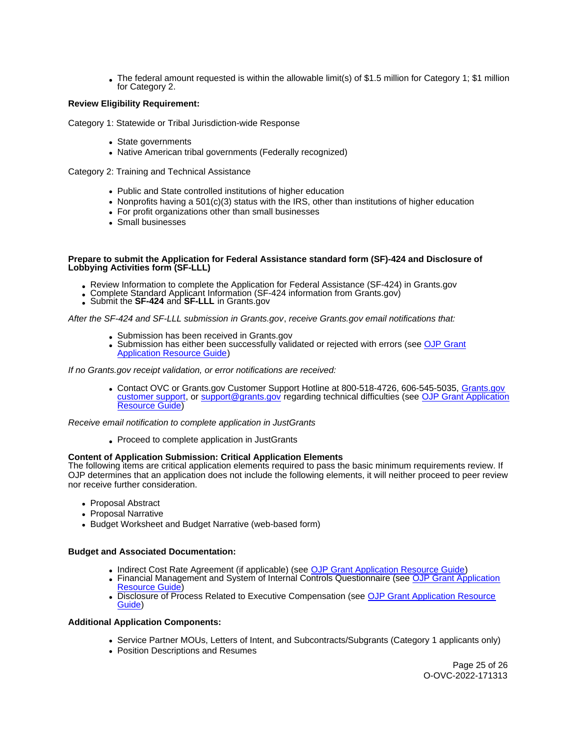- The federal amount requested is within the allowable limit(s) of $1.5 million for Category 1; $1 million for Category 2.

**Review Eligibility Requirement:**

Category 1: Statewide or Tribal Jurisdiction-wide Response

- State governments
- Native American tribal governments (Federally recognized)

Category 2: Training and Technical Assistance

- Public and State controlled institutions of higher education
- Nonprofits having a 501(c)(3) status with the IRS, other than institutions of higher education
- For profit organizations other than small businesses
- Small businesses

**Prepare to submit the Application for Federal Assistance standard form (SF)-424 and Disclosure of Lobbying Activities form (SF-LLL)**

- Review Information to complete the Application for Federal Assistance (SF-424) in Grants.gov
- Complete Standard Applicant Information (SF-424 information from Grants.gov)
- Submit the **SF-424** and **SF-LLL** in Grants.gov

*After the SF-424 and SF-LLL submission in Grants.gov*, *receive Grants.gov email notifications that:*

- Submission has been received in Grants.gov
- Submission has either been successfully validated or rejected with errors (see OJP Grant Application Resource Guide)

*If no Grants.gov receipt validation, or error notifications are received:*

- Contact OVC or Grants.gov Customer Support Hotline at 800-518-4726, 606-545-5035, Grants.gov customer support, or support@grants.gov regarding technical difficulties (see OJP Grant Application Resource Guide)

*Receive email notification to complete application in JustGrants*

- Proceed to complete application in JustGrants

**Content of Application Submission: Critical Application Elements**
The following items are critical application elements required to pass the basic minimum requirements review. If OJP determines that an application does not include the following elements, it will neither proceed to peer review nor receive further consideration.

- Proposal Abstract
- Proposal Narrative
- Budget Worksheet and Budget Narrative (web-based form)

**Budget and Associated Documentation:**

- Indirect Cost Rate Agreement (if applicable) (see OJP Grant Application Resource Guide)
- Financial Management and System of Internal Controls Questionnaire (see OJP Grant Application Resource Guide)
- Disclosure of Process Related to Executive Compensation (see OJP Grant Application Resource Guide)

**Additional Application Components:**

- Service Partner MOUs, Letters of Intent, and Subcontracts/Subgrants (Category 1 applicants only)
- Position Descriptions and Resumes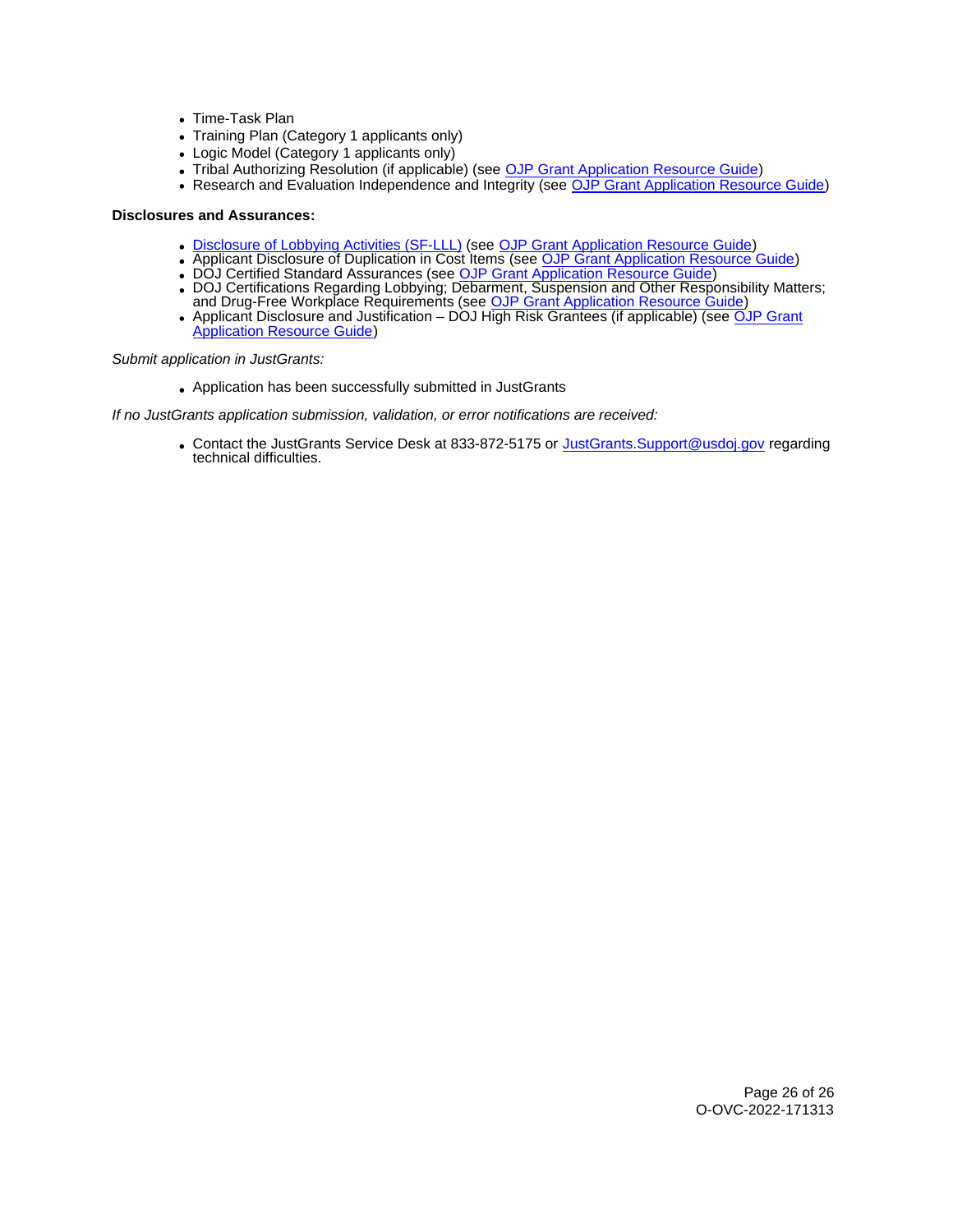- Time-Task Plan
- Training Plan (Category 1 applicants only)
- Logic Model (Category 1 applicants only)
- Tribal Authorizing Resolution (if applicable) (see OJP Grant Application Resource Guide)
- Research and Evaluation Independence and Integrity (see OJP Grant Application Resource Guide)

**Disclosures and Assurances:**

- Disclosure of Lobbying Activities (SF-LLL) (see OJP Grant Application Resource Guide)
- Applicant Disclosure of Duplication in Cost Items (see OJP Grant Application Resource Guide)
- DOJ Certified Standard Assurances (see OJP Grant Application Resource Guide)
- DOJ Certifications Regarding Lobbying; Debarment, Suspension and Other Responsibility Matters; and Drug-Free Workplace Requirements (see OJP Grant Application Resource Guide)
- Applicant Disclosure and Justification – DOJ High Risk Grantees (if applicable) (see OJP Grant Application Resource Guide)

*Submit application in JustGrants:*

- Application has been successfully submitted in JustGrants

*If no JustGrants application submission, validation, or error notifications are received:*

- Contact the JustGrants Service Desk at 833-872-5175 or JustGrants.Support@usdoj.gov regarding technical difficulties.